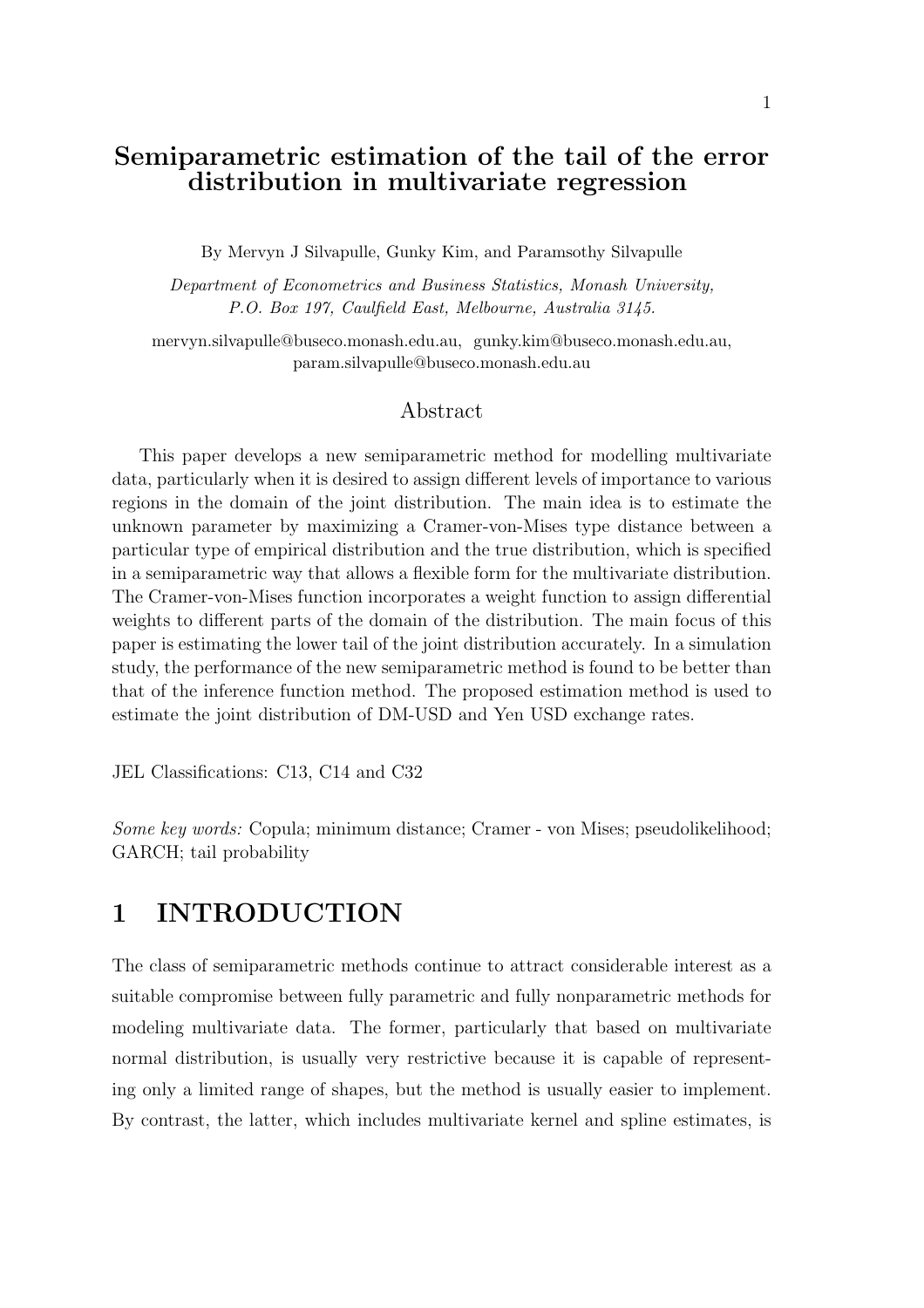# Semiparametric estimation of the tail of the error distribution in multivariate regression

By Mervyn J Silvapulle, Gunky Kim, and Paramsothy Silvapulle

*Department of Econometrics and Business Statistics, Monash University, P.O. Box 197, Caulfield East, Melbourne, Australia 3145.*

mervyn.silvapulle@buseco.monash.edu.au, gunky.kim@buseco.monash.edu.au, param.silvapulle@buseco.monash.edu.au

## Abstract

This paper develops a new semiparametric method for modelling multivariate data, particularly when it is desired to assign different levels of importance to various regions in the domain of the joint distribution. The main idea is to estimate the unknown parameter by maximizing a Cramer-von-Mises type distance between a particular type of empirical distribution and the true distribution, which is specified in a semiparametric way that allows a flexible form for the multivariate distribution. The Cramer-von-Mises function incorporates a weight function to assign differential weights to different parts of the domain of the distribution. The main focus of this paper is estimating the lower tail of the joint distribution accurately. In a simulation study, the performance of the new semiparametric method is found to be better than that of the inference function method. The proposed estimation method is used to estimate the joint distribution of DM-USD and Yen USD exchange rates.

JEL Classifications: C13, C14 and C32

*Some key words:* Copula; minimum distance; Cramer - von Mises; pseudolikelihood; GARCH; tail probability

## 1 INTRODUCTION

The class of semiparametric methods continue to attract considerable interest as a suitable compromise between fully parametric and fully nonparametric methods for modeling multivariate data. The former, particularly that based on multivariate normal distribution, is usually very restrictive because it is capable of representing only a limited range of shapes, but the method is usually easier to implement. By contrast, the latter, which includes multivariate kernel and spline estimates, is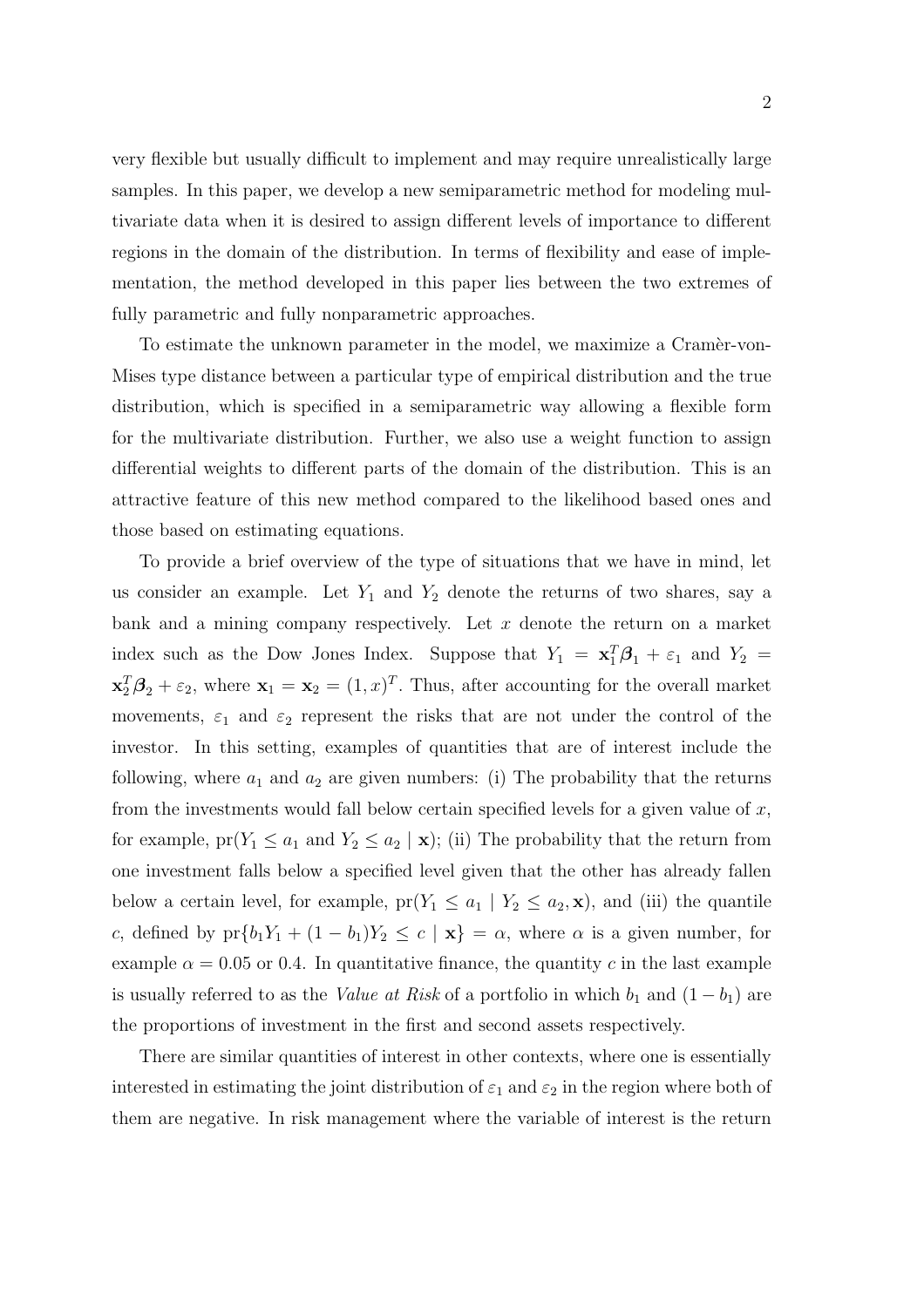very flexible but usually difficult to implement and may require unrealistically large samples. In this paper, we develop a new semiparametric method for modeling multivariate data when it is desired to assign different levels of importance to different regions in the domain of the distribution. In terms of flexibility and ease of implementation, the method developed in this paper lies between the two extremes of fully parametric and fully nonparametric approaches.

To estimate the unknown parameter in the model, we maximize a Cramèr-von-Mises type distance between a particular type of empirical distribution and the true distribution, which is specified in a semiparametric way allowing a flexible form for the multivariate distribution. Further, we also use a weight function to assign differential weights to different parts of the domain of the distribution. This is an attractive feature of this new method compared to the likelihood based ones and those based on estimating equations.

To provide a brief overview of the type of situations that we have in mind, let us consider an example. Let $Y_1$ and $Y_2$ denote the returns of two shares, say a bank and a mining company respectively. Let $x$ denote the return on a market index such as the Dow Jones Index. Suppose that $Y_1 = \mathbf{x}_1^T\boldsymbol{\beta}_1 + \varepsilon_1$ and $Y_2 = \mathbf{x}_2^T\boldsymbol{\beta}_2 + \varepsilon_2$, where $\mathbf{x}_1 = \mathbf{x}_2 = (1, x)^T$. Thus, after accounting for the overall market movements, $\varepsilon_1$ and $\varepsilon_2$ represent the risks that are not under the control of the investor. In this setting, examples of quantities that are of interest include the following, where $a_1$ and $a_2$ are given numbers: (i) The probability that the returns from the investments would fall below certain specified levels for a given value of $x$, for example, $\text{pr}(Y_1 \leq a_1 \text{ and } Y_2 \leq a_2 \mid \mathbf{x})$; (ii) The probability that the return from one investment falls below a specified level given that the other has already fallen below a certain level, for example, $\text{pr}(Y_1 \leq a_1 \mid Y_2 \leq a_2, \mathbf{x})$, and (iii) the quantile $c$, defined by $\text{pr}\{b_1Y_1 + (1 - b_1)Y_2 \leq c \mid \mathbf{x}\} = \alpha$, where $\alpha$ is a given number, for example $\alpha = 0.05$ or 0.4. In quantitative finance, the quantity $c$ in the last example is usually referred to as the *Value at Risk* of a portfolio in which $b_1$ and $(1 - b_1)$ are the proportions of investment in the first and second assets respectively.

There are similar quantities of interest in other contexts, where one is essentially interested in estimating the joint distribution of $\varepsilon_1$ and $\varepsilon_2$ in the region where both of them are negative. In risk management where the variable of interest is the return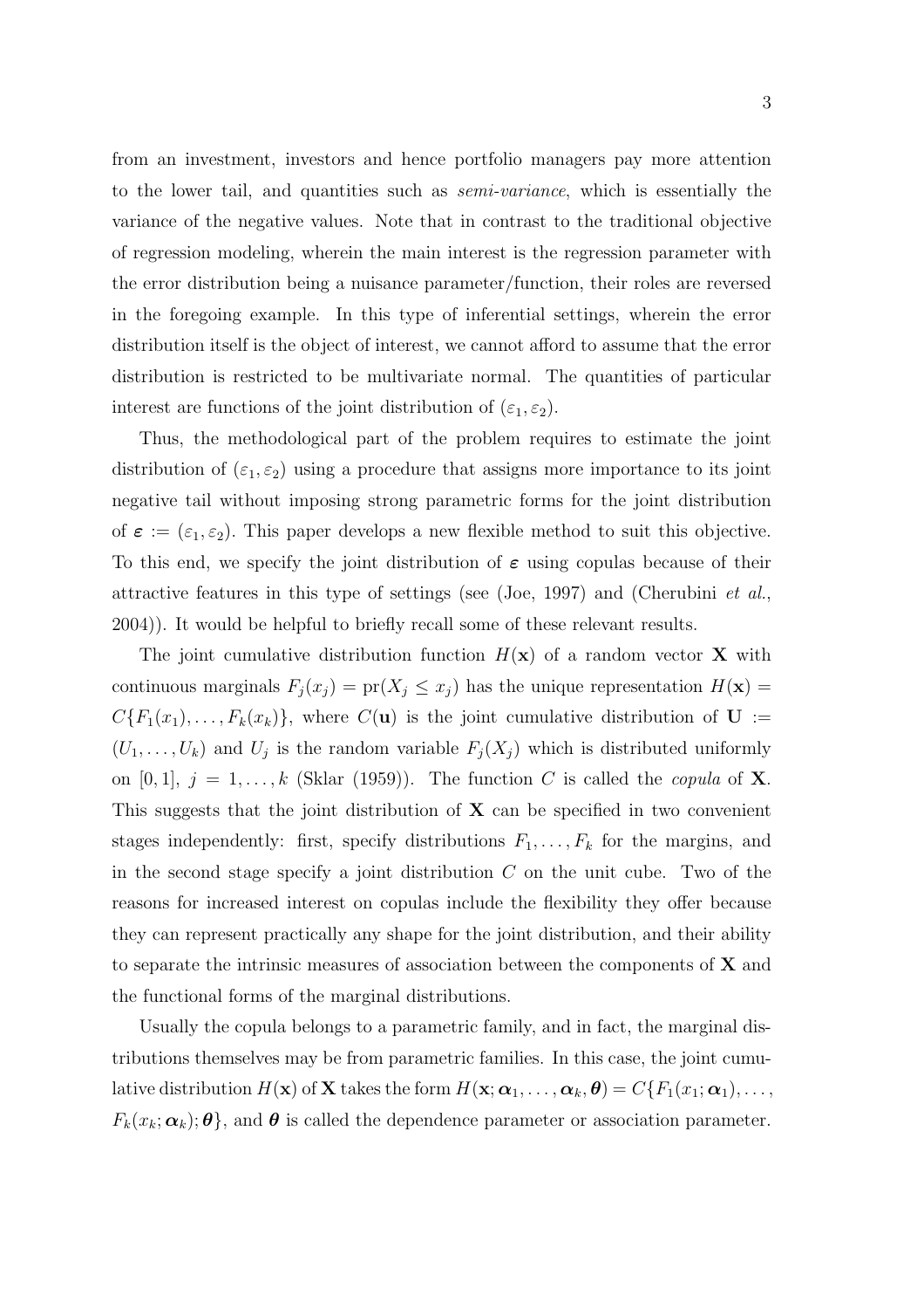from an investment, investors and hence portfolio managers pay more attention to the lower tail, and quantities such as *semi-variance*, which is essentially the variance of the negative values. Note that in contrast to the traditional objective of regression modeling, wherein the main interest is the regression parameter with the error distribution being a nuisance parameter/function, their roles are reversed in the foregoing example. In this type of inferential settings, wherein the error distribution itself is the object of interest, we cannot afford to assume that the error distribution is restricted to be multivariate normal. The quantities of particular interest are functions of the joint distribution of $(\varepsilon_1, \varepsilon_2)$.

Thus, the methodological part of the problem requires to estimate the joint distribution of $(\varepsilon_1, \varepsilon_2)$ using a procedure that assigns more importance to its joint negative tail without imposing strong parametric forms for the joint distribution of $\boldsymbol{\varepsilon} := (\varepsilon_1, \varepsilon_2)$. This paper develops a new flexible method to suit this objective. To this end, we specify the joint distribution of $\boldsymbol{\varepsilon}$ using copulas because of their attractive features in this type of settings (see (Joe, 1997) and (Cherubini *et al.*, 2004)). It would be helpful to briefly recall some of these relevant results.

The joint cumulative distribution function $H(\mathbf{x})$ of a random vector $\mathbf{X}$ with continuous marginals $F_j(x_j) = \mathrm{pr}(X_j \leq x_j)$ has the unique representation $H(\mathbf{x}) = C\{F_1(x_1), \ldots, F_k(x_k)\}$, where $C(\mathbf{u})$ is the joint cumulative distribution of $\mathbf{U} := (U_1, \ldots, U_k)$ and $U_j$ is the random variable $F_j(X_j)$ which is distributed uniformly on $[0, 1]$, $j = 1, \ldots, k$ (Sklar (1959)). The function $C$ is called the *copula* of $\mathbf{X}$. This suggests that the joint distribution of $\mathbf{X}$ can be specified in two convenient stages independently: first, specify distributions $F_1, \ldots, F_k$ for the margins, and in the second stage specify a joint distribution $C$ on the unit cube. Two of the reasons for increased interest on copulas include the flexibility they offer because they can represent practically any shape for the joint distribution, and their ability to separate the intrinsic measures of association between the components of $\mathbf{X}$ and the functional forms of the marginal distributions.

Usually the copula belongs to a parametric family, and in fact, the marginal distributions themselves may be from parametric families. In this case, the joint cumulative distribution $H(\mathbf{x})$ of $\mathbf{X}$ takes the form $H(\mathbf{x}; \boldsymbol{\alpha}_1, \ldots, \boldsymbol{\alpha}_k, \boldsymbol{\theta}) = C\{F_1(x_1; \boldsymbol{\alpha}_1), \ldots, F_k(x_k; \boldsymbol{\alpha}_k); \boldsymbol{\theta}\}$, and $\boldsymbol{\theta}$ is called the dependence parameter or association parameter.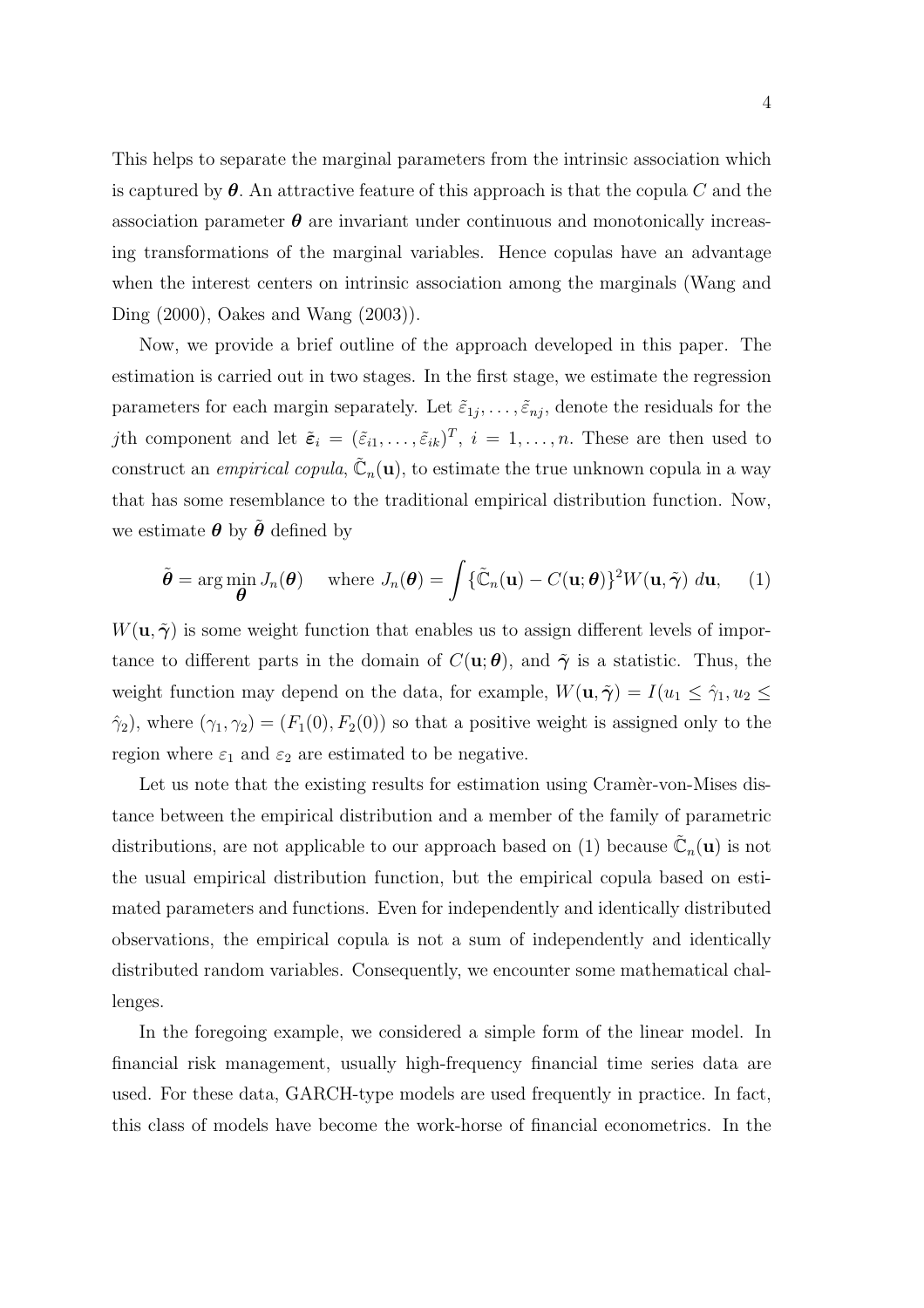This helps to separate the marginal parameters from the intrinsic association which is captured by $\boldsymbol{\theta}$. An attractive feature of this approach is that the copula $C$ and the association parameter $\boldsymbol{\theta}$ are invariant under continuous and monotonically increasing transformations of the marginal variables. Hence copulas have an advantage when the interest centers on intrinsic association among the marginals (Wang and Ding (2000), Oakes and Wang (2003)).

Now, we provide a brief outline of the approach developed in this paper. The estimation is carried out in two stages. In the first stage, we estimate the regression parameters for each margin separately. Let $\tilde{\varepsilon}_{1j}, \ldots, \tilde{\varepsilon}_{nj}$, denote the residuals for the $j$th component and let $\tilde{\boldsymbol{\varepsilon}}_i = (\tilde{\varepsilon}_{i1}, \ldots, \tilde{\varepsilon}_{ik})^T$, $i = 1, \ldots, n$. These are then used to construct an *empirical copula*, $\tilde{\mathbb{C}}_n(\mathbf{u})$, to estimate the true unknown copula in a way that has some resemblance to the traditional empirical distribution function. Now, we estimate $\boldsymbol{\theta}$ by $\tilde{\boldsymbol{\theta}}$ defined by

$$\tilde{\boldsymbol{\theta}} = \arg\min_{\boldsymbol{\theta}} J_n(\boldsymbol{\theta}) \quad \text{ where } J_n(\boldsymbol{\theta}) = \int \{\tilde{\mathbb{C}}_n(\mathbf{u}) - C(\mathbf{u}; \boldsymbol{\theta})\}^2 W(\mathbf{u}, \tilde{\boldsymbol{\gamma}})\, d\mathbf{u}, \qquad (1)$$

$W(\mathbf{u}, \tilde{\boldsymbol{\gamma}})$ is some weight function that enables us to assign different levels of importance to different parts in the domain of $C(\mathbf{u}; \boldsymbol{\theta})$, and $\tilde{\boldsymbol{\gamma}}$ is a statistic. Thus, the weight function may depend on the data, for example, $W(\mathbf{u}, \tilde{\boldsymbol{\gamma}}) = I(u_1 \leq \hat{\gamma}_1, u_2 \leq \hat{\gamma}_2)$, where $(\gamma_1, \gamma_2) = (F_1(0), F_2(0))$ so that a positive weight is assigned only to the region where $\varepsilon_1$ and $\varepsilon_2$ are estimated to be negative.

Let us note that the existing results for estimation using Cramèr-von-Mises distance between the empirical distribution and a member of the family of parametric distributions, are not applicable to our approach based on (1) because $\tilde{\mathbb{C}}_n(\mathbf{u})$ is not the usual empirical distribution function, but the empirical copula based on estimated parameters and functions. Even for independently and identically distributed observations, the empirical copula is not a sum of independently and identically distributed random variables. Consequently, we encounter some mathematical challenges.

In the foregoing example, we considered a simple form of the linear model. In financial risk management, usually high-frequency financial time series data are used. For these data, GARCH-type models are used frequently in practice. In fact, this class of models have become the work-horse of financial econometrics. In the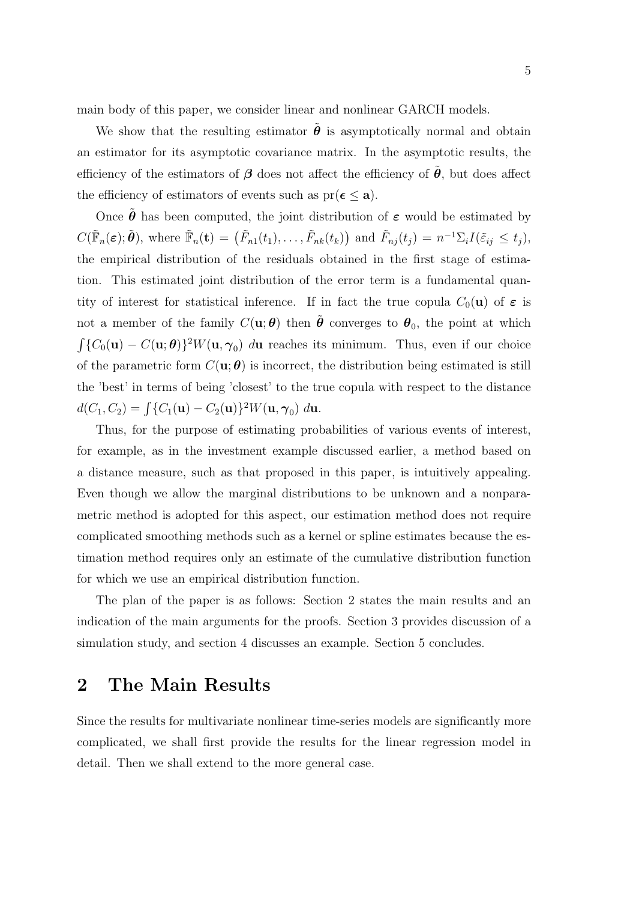main body of this paper, we consider linear and nonlinear GARCH models.

We show that the resulting estimator $\tilde{\boldsymbol{\theta}}$ is asymptotically normal and obtain an estimator for its asymptotic covariance matrix. In the asymptotic results, the efficiency of the estimators of $\boldsymbol{\beta}$ does not affect the efficiency of $\tilde{\boldsymbol{\theta}}$, but does affect the efficiency of estimators of events such as $\mathrm{pr}(\boldsymbol{\epsilon} \leq \mathbf{a})$.

Once $\tilde{\boldsymbol{\theta}}$ has been computed, the joint distribution of $\boldsymbol{\varepsilon}$ would be estimated by $C(\tilde{\mathbb{F}}_n(\boldsymbol{\varepsilon}); \tilde{\boldsymbol{\theta}})$, where $\tilde{\mathbb{F}}_n(\mathbf{t}) = \big(\tilde{F}_{n1}(t_1), \ldots, \tilde{F}_{nk}(t_k)\big)$ and $\tilde{F}_{nj}(t_j) = n^{-1}\Sigma_i I(\tilde{\varepsilon}_{ij} \leq t_j)$, the empirical distribution of the residuals obtained in the first stage of estimation. This estimated joint distribution of the error term is a fundamental quantity of interest for statistical inference. If in fact the true copula $C_0(\mathbf{u})$ of $\boldsymbol{\varepsilon}$ is not a member of the family $C(\mathbf{u}; \boldsymbol{\theta})$ then $\tilde{\boldsymbol{\theta}}$ converges to $\boldsymbol{\theta}_0$, the point at which $\int\{C_0(\mathbf{u}) - C(\mathbf{u}; \boldsymbol{\theta})\}^2 W(\mathbf{u}, \boldsymbol{\gamma}_0)\, d\mathbf{u}$ reaches its minimum. Thus, even if our choice of the parametric form $C(\mathbf{u}; \boldsymbol{\theta})$ is incorrect, the distribution being estimated is still the 'best' in terms of being 'closest' to the true copula with respect to the distance $d(C_1, C_2) = \int\{C_1(\mathbf{u}) - C_2(\mathbf{u})\}^2 W(\mathbf{u}, \boldsymbol{\gamma}_0)\, d\mathbf{u}$.

Thus, for the purpose of estimating probabilities of various events of interest, for example, as in the investment example discussed earlier, a method based on a distance measure, such as that proposed in this paper, is intuitively appealing. Even though we allow the marginal distributions to be unknown and a nonparametric method is adopted for this aspect, our estimation method does not require complicated smoothing methods such as a kernel or spline estimates because the estimation method requires only an estimate of the cumulative distribution function for which we use an empirical distribution function.

The plan of the paper is as follows: Section 2 states the main results and an indication of the main arguments for the proofs. Section 3 provides discussion of a simulation study, and section 4 discusses an example. Section 5 concludes.

## 2 The Main Results

Since the results for multivariate nonlinear time-series models are significantly more complicated, we shall first provide the results for the linear regression model in detail. Then we shall extend to the more general case.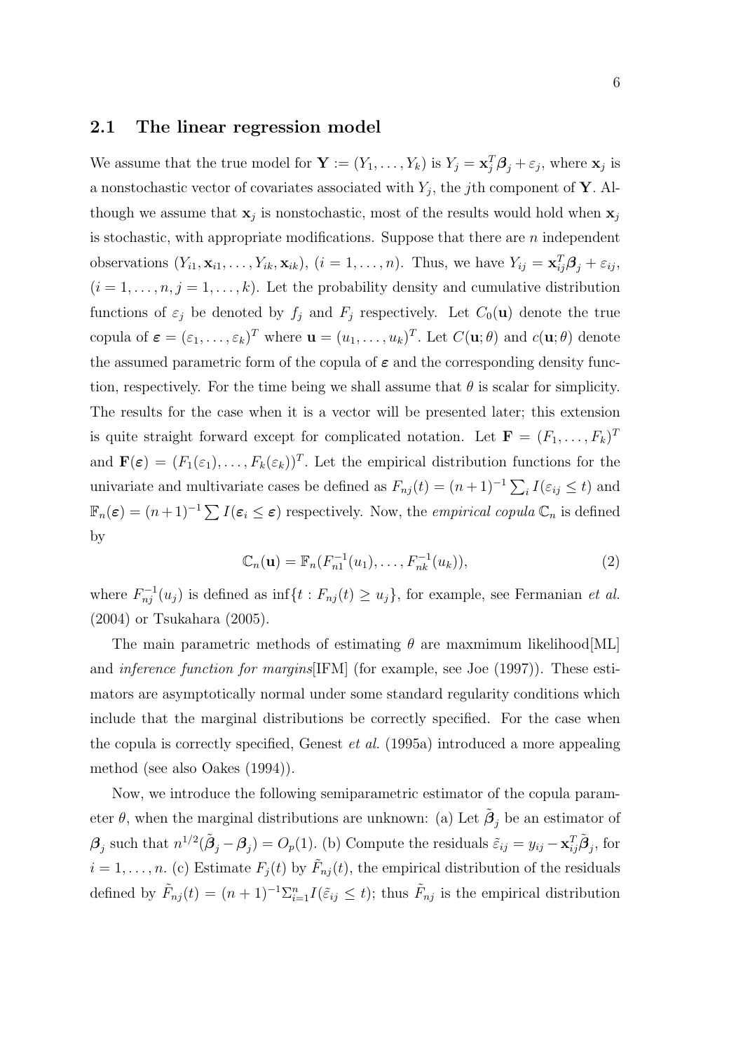## 2.1 The linear regression model

We assume that the true model for $\mathbf{Y} := (Y_1, \ldots, Y_k)$ is $Y_j = \mathbf{x}_j^T \boldsymbol{\beta}_j + \varepsilon_j$, where $\mathbf{x}_j$ is a nonstochastic vector of covariates associated with $Y_j$, the $j$th component of $\mathbf{Y}$. Although we assume that $\mathbf{x}_j$ is nonstochastic, most of the results would hold when $\mathbf{x}_j$ is stochastic, with appropriate modifications. Suppose that there are $n$ independent observations $(Y_{i1}, \mathbf{x}_{i1}, \ldots, Y_{ik}, \mathbf{x}_{ik})$, $(i = 1, \ldots, n)$. Thus, we have $Y_{ij} = \mathbf{x}_{ij}^T \boldsymbol{\beta}_j + \varepsilon_{ij}$, $(i = 1, \ldots, n, j = 1, \ldots, k)$. Let the probability density and cumulative distribution functions of $\varepsilon_j$ be denoted by $f_j$ and $F_j$ respectively. Let $C_0(\mathbf{u})$ denote the true copula of $\boldsymbol{\varepsilon} = (\varepsilon_1, \ldots, \varepsilon_k)^T$ where $\mathbf{u} = (u_1, \ldots, u_k)^T$. Let $C(\mathbf{u}; \theta)$ and $c(\mathbf{u}; \theta)$ denote the assumed parametric form of the copula of $\boldsymbol{\varepsilon}$ and the corresponding density function, respectively. For the time being we shall assume that $\theta$ is scalar for simplicity. The results for the case when it is a vector will be presented later; this extension is quite straight forward except for complicated notation. Let $\mathbf{F} = (F_1, \ldots, F_k)^T$ and $\mathbf{F}(\boldsymbol{\varepsilon}) = (F_1(\varepsilon_1), \ldots, F_k(\varepsilon_k))^T$. Let the empirical distribution functions for the univariate and multivariate cases be defined as $F_{nj}(t) = (n+1)^{-1} \sum_i I(\varepsilon_{ij} \leq t)$ and $\mathbb{F}_n(\boldsymbol{\varepsilon}) = (n+1)^{-1} \sum I(\boldsymbol{\varepsilon}_i \leq \boldsymbol{\varepsilon})$ respectively. Now, the *empirical copula* $\mathbb{C}_n$ is defined by

$$\mathbb{C}_n(\mathbf{u}) = \mathbb{F}_n(F_{n1}^{-1}(u_1), \ldots, F_{nk}^{-1}(u_k)), \tag{2}$$

where $F_{nj}^{-1}(u_j)$ is defined as $\inf\{t : F_{nj}(t) \geq u_j\}$, for example, see Fermanian *et al.* (2004) or Tsukahara (2005).

The main parametric methods of estimating $\theta$ are maxmimum likelihood[ML] and *inference function for margins*[IFM] (for example, see Joe (1997)). These estimators are asymptotically normal under some standard regularity conditions which include that the marginal distributions be correctly specified. For the case when the copula is correctly specified, Genest *et al.* (1995a) introduced a more appealing method (see also Oakes (1994)).

Now, we introduce the following semiparametric estimator of the copula parameter $\theta$, when the marginal distributions are unknown: (a) Let $\tilde{\boldsymbol{\beta}}_j$ be an estimator of $\boldsymbol{\beta}_j$ such that $n^{1/2}(\tilde{\boldsymbol{\beta}}_j - \boldsymbol{\beta}_j) = O_p(1)$. (b) Compute the residuals $\tilde{\varepsilon}_{ij} = y_{ij} - \mathbf{x}_{ij}^T \tilde{\boldsymbol{\beta}}_j$, for $i = 1, \ldots, n$. (c) Estimate $F_j(t)$ by $\tilde{F}_{nj}(t)$, the empirical distribution of the residuals defined by $\tilde{F}_{nj}(t) = (n+1)^{-1} \Sigma_{i=1}^n I(\tilde{\varepsilon}_{ij} \leq t)$; thus $\tilde{F}_{nj}$ is the empirical distribution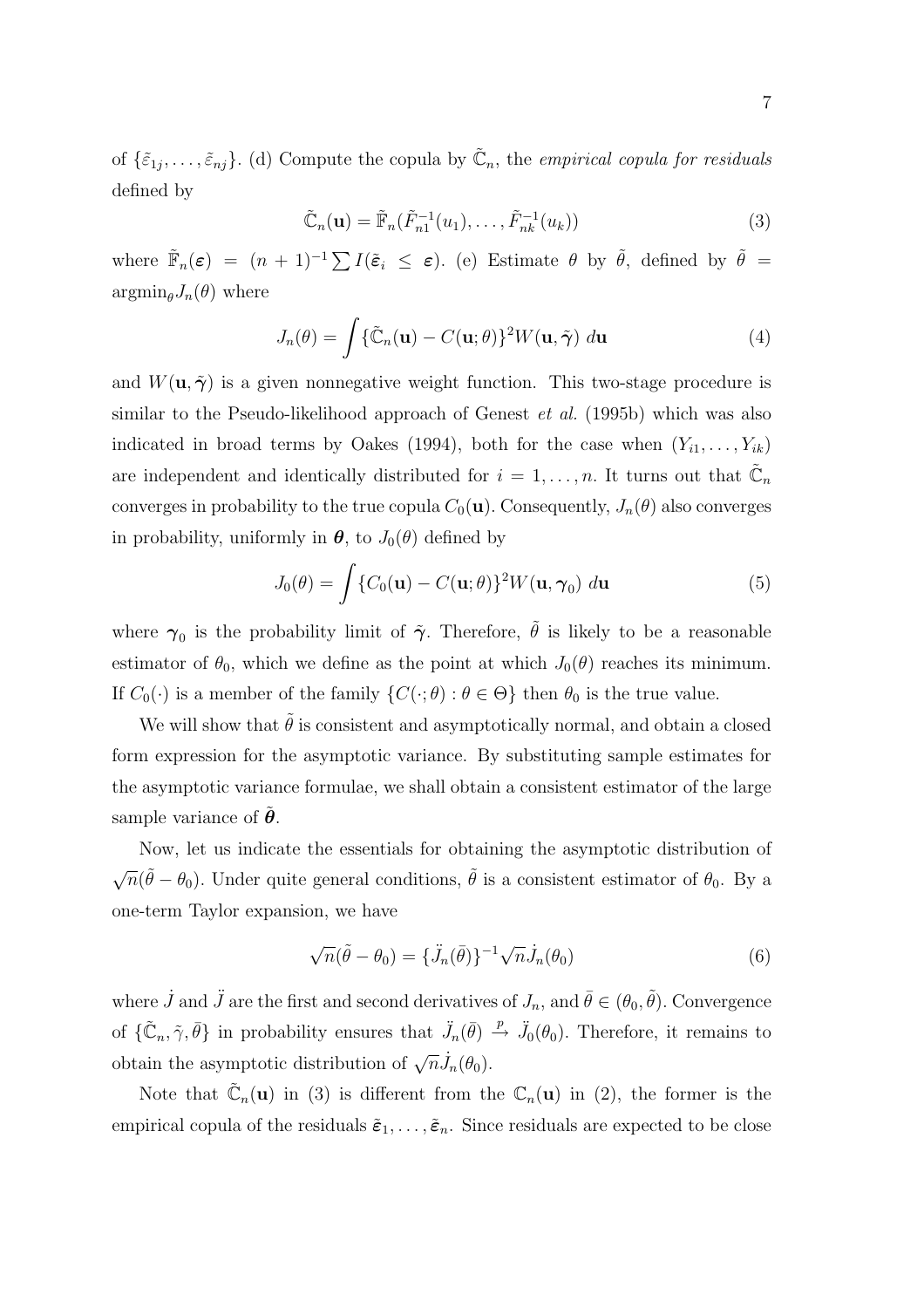of $\{\tilde{\varepsilon}_{1j}, \ldots, \tilde{\varepsilon}_{nj}\}$. (d) Compute the copula by $\tilde{\mathbb{C}}_n$, the *empirical copula for residuals* defined by

$$\tilde{\mathbb{C}}_n(\mathbf{u}) = \tilde{\mathbb{F}}_n(\tilde{F}_{n1}^{-1}(u_1), \ldots, \tilde{F}_{nk}^{-1}(u_k)) \tag{3}$$

where $\tilde{\mathbb{F}}_n(\boldsymbol{\varepsilon}) = (n+1)^{-1} \sum I(\tilde{\boldsymbol{\varepsilon}}_i \leq \boldsymbol{\varepsilon})$. (e) Estimate $\theta$ by $\tilde{\theta}$, defined by $\tilde{\theta} = \text{argmin}_\theta J_n(\theta)$ where

$$J_n(\theta) = \int \{\tilde{\mathbb{C}}_n(\mathbf{u}) - C(\mathbf{u}; \theta)\}^2 W(\mathbf{u}, \tilde{\boldsymbol{\gamma}}) \, d\mathbf{u} \tag{4}$$

and $W(\mathbf{u}, \tilde{\boldsymbol{\gamma}})$ is a given nonnegative weight function. This two-stage procedure is similar to the Pseudo-likelihood approach of Genest *et al.* (1995b) which was also indicated in broad terms by Oakes (1994), both for the case when $(Y_{i1}, \ldots, Y_{ik})$ are independent and identically distributed for $i = 1, \ldots, n$. It turns out that $\tilde{\mathbb{C}}_n$ converges in probability to the true copula $C_0(\mathbf{u})$. Consequently, $J_n(\theta)$ also converges in probability, uniformly in $\boldsymbol{\theta}$, to $J_0(\theta)$ defined by

$$J_0(\theta) = \int \{C_0(\mathbf{u}) - C(\mathbf{u}; \theta)\}^2 W(\mathbf{u}, \boldsymbol{\gamma}_0) \, d\mathbf{u} \tag{5}$$

where $\boldsymbol{\gamma}_0$ is the probability limit of $\tilde{\boldsymbol{\gamma}}$. Therefore, $\tilde{\theta}$ is likely to be a reasonable estimator of $\theta_0$, which we define as the point at which $J_0(\theta)$ reaches its minimum. If $C_0(\cdot)$ is a member of the family $\{C(\cdot; \theta) : \theta \in \Theta\}$ then $\theta_0$ is the true value.

We will show that $\tilde{\theta}$ is consistent and asymptotically normal, and obtain a closed form expression for the asymptotic variance. By substituting sample estimates for the asymptotic variance formulae, we shall obtain a consistent estimator of the large sample variance of $\tilde{\boldsymbol{\theta}}$.

Now, let us indicate the essentials for obtaining the asymptotic distribution of $\sqrt{n}(\tilde{\theta} - \theta_0)$. Under quite general conditions, $\tilde{\theta}$ is a consistent estimator of $\theta_0$. By a one-term Taylor expansion, we have

$$\sqrt{n}(\tilde{\theta} - \theta_0) = \{\ddot{J}_n(\bar{\theta})\}^{-1} \sqrt{n} \dot{J}_n(\theta_0) \tag{6}$$

where $\dot{J}$ and $\ddot{J}$ are the first and second derivatives of $J_n$, and $\bar{\theta} \in (\theta_0, \tilde{\theta})$. Convergence of $\{\tilde{\mathbb{C}}_n, \tilde{\gamma}, \bar{\theta}\}$ in probability ensures that $\ddot{J}_n(\bar{\theta}) \xrightarrow{p} \ddot{J}_0(\theta_0)$. Therefore, it remains to obtain the asymptotic distribution of $\sqrt{n}\dot{J}_n(\theta_0)$.

Note that $\tilde{\mathbb{C}}_n(\mathbf{u})$ in (3) is different from the $\mathbb{C}_n(\mathbf{u})$ in (2), the former is the empirical copula of the residuals $\tilde{\boldsymbol{\varepsilon}}_1, \ldots, \tilde{\boldsymbol{\varepsilon}}_n$. Since residuals are expected to be close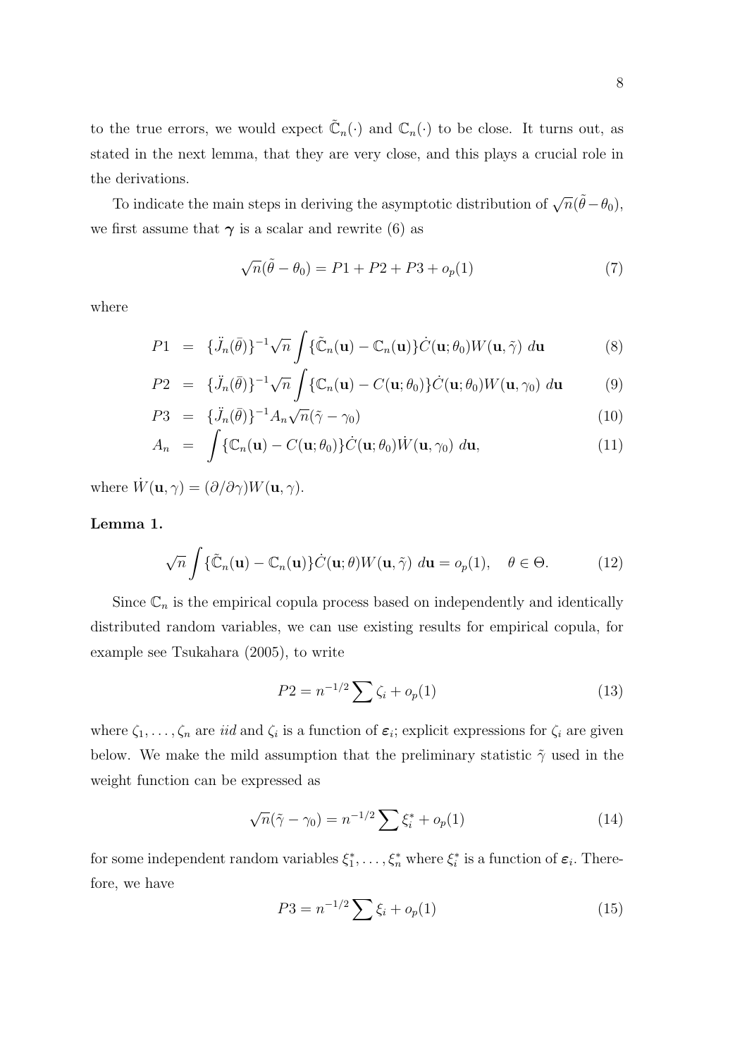to the true errors, we would expect $\tilde{\mathbb{C}}_n(\cdot)$ and $\mathbb{C}_n(\cdot)$ to be close. It turns out, as stated in the next lemma, that they are very close, and this plays a crucial role in the derivations.

To indicate the main steps in deriving the asymptotic distribution of $\sqrt{n}(\tilde{\theta} - \theta_0)$, we first assume that $\boldsymbol{\gamma}$ is a scalar and rewrite (6) as

$$\sqrt{n}(\tilde{\theta} - \theta_0) = P1 + P2 + P3 + o_p(1) \tag{7}$$

where

$$P1 = \{\ddot{J}_n(\bar{\theta})\}^{-1}\sqrt{n}\int\{\tilde{\mathbb{C}}_n(\mathbf{u}) - \mathbb{C}_n(\mathbf{u})\}\dot{C}(\mathbf{u};\theta_0)W(\mathbf{u},\tilde{\gamma})\ d\mathbf{u} \tag{8}$$

$$P2 = \{\ddot{J}_n(\bar{\theta})\}^{-1}\sqrt{n}\int\{\mathbb{C}_n(\mathbf{u}) - C(\mathbf{u};\theta_0)\}\dot{C}(\mathbf{u};\theta_0)W(\mathbf{u},\gamma_0)\ d\mathbf{u} \tag{9}$$

$$P3 = \{\ddot{J}_n(\bar{\theta})\}^{-1}A_n\sqrt{n}(\tilde{\gamma} - \gamma_0) \tag{10}$$

$$A_n = \int\{\mathbb{C}_n(\mathbf{u}) - C(\mathbf{u};\theta_0)\}\dot{C}(\mathbf{u};\theta_0)\dot{W}(\mathbf{u},\gamma_0)\ d\mathbf{u}, \tag{11}$$

where $\dot{W}(\mathbf{u},\gamma) = (\partial/\partial\gamma)W(\mathbf{u},\gamma)$.

**Lemma 1.**

$$\sqrt{n}\int\{\tilde{\mathbb{C}}_n(\mathbf{u}) - \mathbb{C}_n(\mathbf{u})\}\dot{C}(\mathbf{u};\theta)W(\mathbf{u},\tilde{\gamma})\ d\mathbf{u} = o_p(1), \quad \theta \in \Theta. \tag{12}$$

Since $\mathbb{C}_n$ is the empirical copula process based on independently and identically distributed random variables, we can use existing results for empirical copula, for example see Tsukahara (2005), to write

$$P2 = n^{-1/2}\sum \zeta_i + o_p(1) \tag{13}$$

where $\zeta_1, \ldots, \zeta_n$ are *iid* and $\zeta_i$ is a function of $\boldsymbol{\varepsilon}_i$; explicit expressions for $\zeta_i$ are given below. We make the mild assumption that the preliminary statistic $\tilde{\gamma}$ used in the weight function can be expressed as

$$\sqrt{n}(\tilde{\gamma} - \gamma_0) = n^{-1/2}\sum \xi_i^* + o_p(1) \tag{14}$$

for some independent random variables $\xi_1^*, \ldots, \xi_n^*$ where $\xi_i^*$ is a function of $\boldsymbol{\varepsilon}_i$. Therefore, we have

$$P3 = n^{-1/2}\sum \xi_i + o_p(1) \tag{15}$$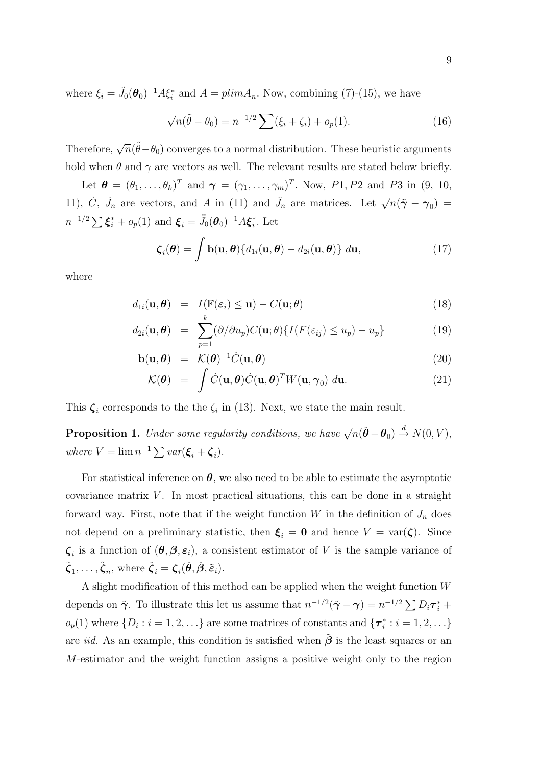where $\xi_i = \ddot{J}_0(\boldsymbol{\theta}_0)^{-1} A \xi_i^*$ and $A = plim A_n$. Now, combining (7)-(15), we have

$$\sqrt{n}(\tilde{\theta} - \theta_0) = n^{-1/2} \sum (\xi_i + \zeta_i) + o_p(1). \tag{16}$$

Therefore, $\sqrt{n}(\tilde{\theta} - \theta_0)$ converges to a normal distribution. These heuristic arguments hold when $\theta$ and $\gamma$ are vectors as well. The relevant results are stated below briefly.

Let $\boldsymbol{\theta} = (\theta_1, \ldots, \theta_k)^T$ and $\boldsymbol{\gamma} = (\gamma_1, \ldots, \gamma_m)^T$. Now, $P1, P2$ and $P3$ in (9, 10, 11), $\dot{C}$, $\dot{J}_n$ are vectors, and $A$ in (11) and $\ddot{J}_n$ are matrices. Let $\sqrt{n}(\tilde{\boldsymbol{\gamma}} - \boldsymbol{\gamma}_0) = n^{-1/2} \sum \boldsymbol{\xi}_i^* + o_p(1)$ and $\boldsymbol{\xi}_i = \ddot{J}_0(\boldsymbol{\theta}_0)^{-1} A \boldsymbol{\xi}_i^*$. Let

$$\boldsymbol{\zeta}_i(\boldsymbol{\theta}) = \int \mathbf{b}(\mathbf{u}, \boldsymbol{\theta}) \{d_{1i}(\mathbf{u}, \boldsymbol{\theta}) - d_{2i}(\mathbf{u}, \boldsymbol{\theta})\} \, d\mathbf{u}, \tag{17}$$

where

$$d_{1i}(\mathbf{u}, \boldsymbol{\theta}) = I(\mathbb{F}(\boldsymbol{\varepsilon}_i) \leq \mathbf{u}) - C(\mathbf{u}; \theta) \tag{18}$$

$$d_{2i}(\mathbf{u}, \boldsymbol{\theta}) = \sum_{p=1}^{k} (\partial / \partial u_p) C(\mathbf{u}; \theta) \{I(F(\varepsilon_{ij}) \leq u_p) - u_p\} \tag{19}$$

$$\mathbf{b}(\mathbf{u}, \boldsymbol{\theta}) = \mathcal{K}(\boldsymbol{\theta})^{-1} \dot{C}(\mathbf{u}, \boldsymbol{\theta}) \tag{20}$$

$$\mathcal{K}(\boldsymbol{\theta}) = \int \dot{C}(\mathbf{u}, \boldsymbol{\theta}) \dot{C}(\mathbf{u}, \boldsymbol{\theta})^T W(\mathbf{u}, \boldsymbol{\gamma}_0) \, d\mathbf{u}. \tag{21}$$

This $\boldsymbol{\zeta}_i$ corresponds to the the $\zeta_i$ in (13). Next, we state the main result.

**Proposition 1.** *Under some regularity conditions, we have* $\sqrt{n}(\tilde{\boldsymbol{\theta}} - \boldsymbol{\theta}_0) \xrightarrow{d} N(0, V)$, *where* $V = \lim n^{-1} \sum var(\boldsymbol{\xi}_i + \boldsymbol{\zeta}_i)$.

For statistical inference on $\boldsymbol{\theta}$, we also need to be able to estimate the asymptotic covariance matrix $V$. In most practical situations, this can be done in a straight forward way. First, note that if the weight function $W$ in the definition of $J_n$ does not depend on a preliminary statistic, then $\boldsymbol{\xi}_i = \mathbf{0}$ and hence $V = \text{var}(\boldsymbol{\zeta})$. Since $\boldsymbol{\zeta}_i$ is a function of $(\boldsymbol{\theta}, \boldsymbol{\beta}, \boldsymbol{\varepsilon}_i)$, a consistent estimator of $V$ is the sample variance of $\tilde{\boldsymbol{\zeta}}_1, \ldots, \tilde{\boldsymbol{\zeta}}_n$, where $\tilde{\boldsymbol{\zeta}}_i = \boldsymbol{\zeta}_i(\tilde{\boldsymbol{\theta}}, \tilde{\boldsymbol{\beta}}, \tilde{\boldsymbol{\varepsilon}}_i)$.

A slight modification of this method can be applied when the weight function $W$ depends on $\tilde{\boldsymbol{\gamma}}$. To illustrate this let us assume that $n^{-1/2}(\tilde{\boldsymbol{\gamma}} - \boldsymbol{\gamma}) = n^{-1/2} \sum D_i \boldsymbol{\tau}_i^* + o_p(1)$ where $\{D_i : i = 1, 2, \ldots\}$ are some matrices of constants and $\{\boldsymbol{\tau}_i^* : i = 1, 2, \ldots\}$ are *iid*. As an example, this condition is satisfied when $\tilde{\boldsymbol{\beta}}$ is the least squares or an $M$-estimator and the weight function assigns a positive weight only to the region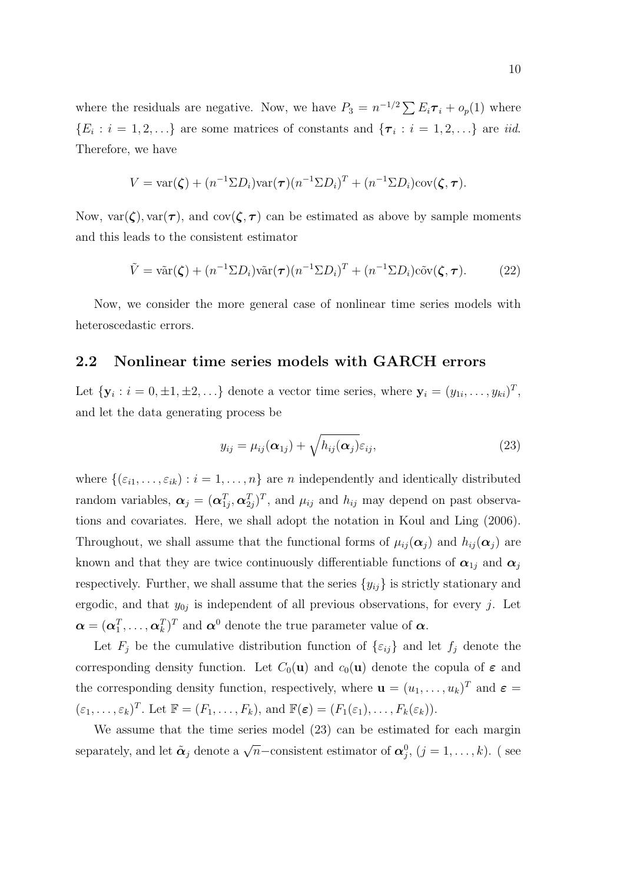where the residuals are negative. Now, we have $P_3 = n^{-1/2} \sum E_i \boldsymbol{\tau}_i + o_p(1)$ where $\{E_i : i = 1, 2, \ldots\}$ are some matrices of constants and $\{\boldsymbol{\tau}_i : i = 1, 2, \ldots\}$ are *iid*. Therefore, we have

$$V = \text{var}(\boldsymbol{\zeta}) + (n^{-1}\Sigma D_i)\text{var}(\boldsymbol{\tau})(n^{-1}\Sigma D_i)^T + (n^{-1}\Sigma D_i)\text{cov}(\boldsymbol{\zeta}, \boldsymbol{\tau}).$$

Now, $\text{var}(\boldsymbol{\zeta}), \text{var}(\boldsymbol{\tau})$, and $\text{cov}(\boldsymbol{\zeta}, \boldsymbol{\tau})$ can be estimated as above by sample moments and this leads to the consistent estimator

$$\tilde{V} = \tilde{\text{var}}(\boldsymbol{\zeta}) + (n^{-1}\Sigma D_i)\tilde{\text{var}}(\boldsymbol{\tau})(n^{-1}\Sigma D_i)^T + (n^{-1}\Sigma D_i)\tilde{\text{cov}}(\boldsymbol{\zeta}, \boldsymbol{\tau}). \tag{22}$$

Now, we consider the more general case of nonlinear time series models with heteroscedastic errors.

## 2.2 Nonlinear time series models with GARCH errors

Let $\{\mathbf{y}_i : i = 0, \pm 1, \pm 2, \ldots\}$ denote a vector time series, where $\mathbf{y}_i = (y_{1i}, \ldots, y_{ki})^T$, and let the data generating process be

$$y_{ij} = \mu_{ij}(\boldsymbol{\alpha}_{1j}) + \sqrt{h_{ij}(\boldsymbol{\alpha}_j)}\varepsilon_{ij}, \tag{23}$$

where $\{(\varepsilon_{i1}, \ldots, \varepsilon_{ik}) : i = 1, \ldots, n\}$ are $n$ independently and identically distributed random variables, $\boldsymbol{\alpha}_j = (\boldsymbol{\alpha}_{1j}^T, \boldsymbol{\alpha}_{2j}^T)^T$, and $\mu_{ij}$ and $h_{ij}$ may depend on past observations and covariates. Here, we shall adopt the notation in Koul and Ling (2006). Throughout, we shall assume that the functional forms of $\mu_{ij}(\boldsymbol{\alpha}_j)$ and $h_{ij}(\boldsymbol{\alpha}_j)$ are known and that they are twice continuously differentiable functions of $\boldsymbol{\alpha}_{1j}$ and $\boldsymbol{\alpha}_j$ respectively. Further, we shall assume that the series $\{y_{ij}\}$ is strictly stationary and ergodic, and that $y_{0j}$ is independent of all previous observations, for every $j$. Let $\boldsymbol{\alpha} = (\boldsymbol{\alpha}_1^T, \ldots, \boldsymbol{\alpha}_k^T)^T$ and $\boldsymbol{\alpha}^0$ denote the true parameter value of $\boldsymbol{\alpha}$.

Let $F_j$ be the cumulative distribution function of $\{\varepsilon_{ij}\}$ and let $f_j$ denote the corresponding density function. Let $C_0(\mathbf{u})$ and $c_0(\mathbf{u})$ denote the copula of $\boldsymbol{\varepsilon}$ and the corresponding density function, respectively, where $\mathbf{u} = (u_1, \ldots, u_k)^T$ and $\boldsymbol{\varepsilon} = (\varepsilon_1, \ldots, \varepsilon_k)^T$. Let $\mathbb{F} = (F_1, \ldots, F_k)$, and $\mathbb{F}(\boldsymbol{\varepsilon}) = (F_1(\varepsilon_1), \ldots, F_k(\varepsilon_k))$.

We assume that the time series model (23) can be estimated for each margin separately, and let $\tilde{\boldsymbol{\alpha}}_j$ denote a $\sqrt{n}-$consistent estimator of $\boldsymbol{\alpha}_j^0$, $(j = 1, \ldots, k)$. ( see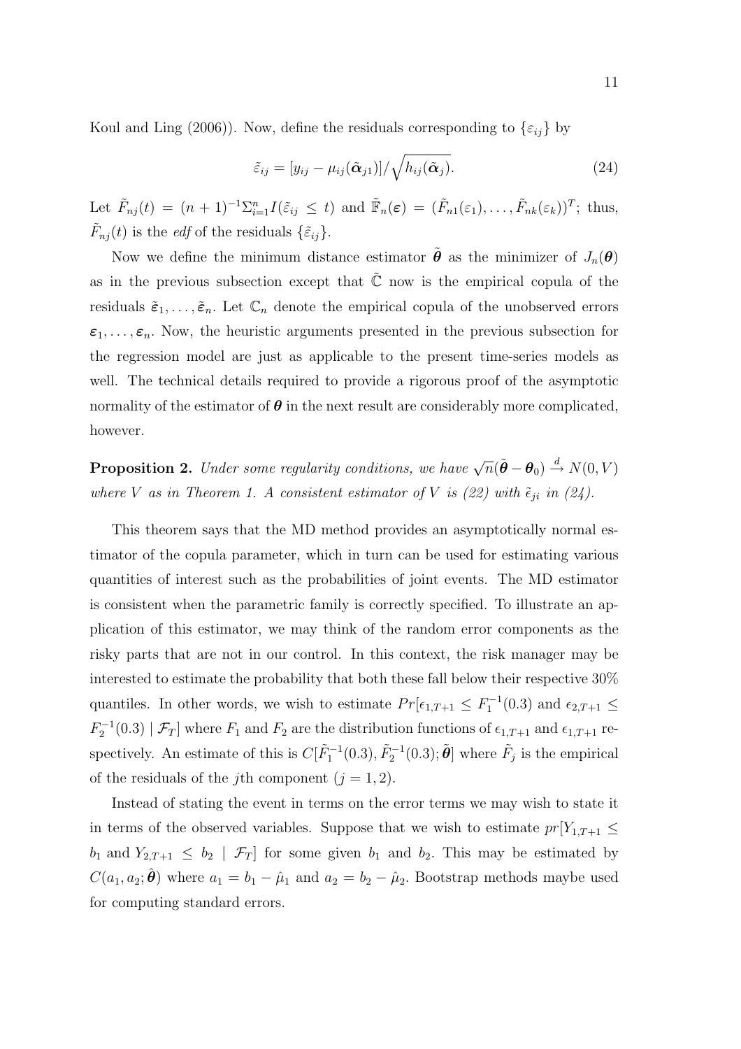Koul and Ling (2006)). Now, define the residuals corresponding to $\{\varepsilon_{ij}\}$ by

$$\tilde{\varepsilon}_{ij} = [y_{ij} - \mu_{ij}(\tilde{\boldsymbol{\alpha}}_{j1})]/\sqrt{h_{ij}(\tilde{\boldsymbol{\alpha}}_j)}. \tag{24}$$

Let $\tilde{F}_{nj}(t) = (n+1)^{-1}\Sigma_{i=1}^{n} I(\tilde{\varepsilon}_{ij} \leq t)$ and $\tilde{\mathbb{F}}_n(\boldsymbol{\varepsilon}) = (\tilde{F}_{n1}(\varepsilon_1), \ldots, \tilde{F}_{nk}(\varepsilon_k))^T$; thus, $\tilde{F}_{nj}(t)$ is the *edf* of the residuals $\{\tilde{\varepsilon}_{ij}\}$.

Now we define the minimum distance estimator $\tilde{\boldsymbol{\theta}}$ as the minimizer of $J_n(\boldsymbol{\theta})$ as in the previous subsection except that $\tilde{\mathbb{C}}$ now is the empirical copula of the residuals $\tilde{\boldsymbol{\varepsilon}}_1, \ldots, \tilde{\boldsymbol{\varepsilon}}_n$. Let $\mathbb{C}_n$ denote the empirical copula of the unobserved errors $\boldsymbol{\varepsilon}_1, \ldots, \boldsymbol{\varepsilon}_n$. Now, the heuristic arguments presented in the previous subsection for the regression model are just as applicable to the present time-series models as well. The technical details required to provide a rigorous proof of the asymptotic normality of the estimator of $\boldsymbol{\theta}$ in the next result are considerably more complicated, however.

**Proposition 2.** *Under some regularity conditions, we have* $\sqrt{n}(\tilde{\boldsymbol{\theta}} - \boldsymbol{\theta}_0) \xrightarrow{d} N(0, V)$ *where* $V$ *as in Theorem 1. A consistent estimator of* $V$ *is (22) with* $\tilde{\epsilon}_{ji}$ *in (24).*

This theorem says that the MD method provides an asymptotically normal estimator of the copula parameter, which in turn can be used for estimating various quantities of interest such as the probabilities of joint events. The MD estimator is consistent when the parametric family is correctly specified. To illustrate an application of this estimator, we may think of the random error components as the risky parts that are not in our control. In this context, the risk manager may be interested to estimate the probability that both these fall below their respective 30% quantiles. In other words, we wish to estimate $Pr[\epsilon_{1,T+1} \leq F_1^{-1}(0.3)$ and $\epsilon_{2,T+1} \leq F_2^{-1}(0.3) \mid \mathcal{F}_T]$ where $F_1$ and $F_2$ are the distribution functions of $\epsilon_{1,T+1}$ and $\epsilon_{1,T+1}$ respectively. An estimate of this is $C[\tilde{F}_1^{-1}(0.3), \tilde{F}_2^{-1}(0.3); \tilde{\boldsymbol{\theta}}]$ where $\tilde{F}_j$ is the empirical of the residuals of the $j$th component $(j = 1, 2)$.

Instead of stating the event in terms on the error terms we may wish to state it in terms of the observed variables. Suppose that we wish to estimate $pr[Y_{1,T+1} \leq b_1$ and $Y_{2,T+1} \leq b_2 \mid \mathcal{F}_T]$ for some given $b_1$ and $b_2$. This may be estimated by $C(a_1, a_2; \hat{\boldsymbol{\theta}})$ where $a_1 = b_1 - \hat{\mu}_1$ and $a_2 = b_2 - \hat{\mu}_2$. Bootstrap methods maybe used for computing standard errors.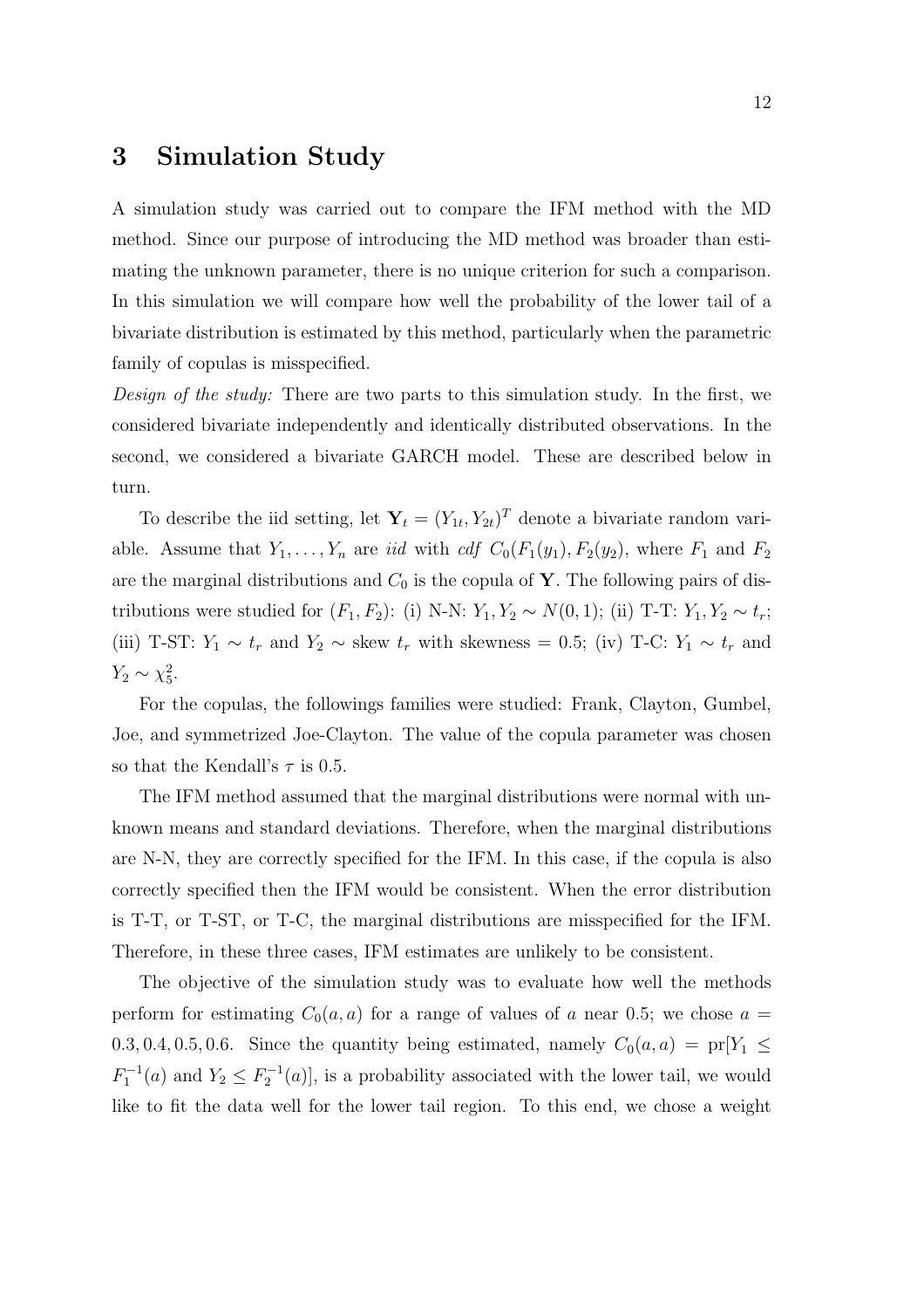# 3 Simulation Study

A simulation study was carried out to compare the IFM method with the MD method. Since our purpose of introducing the MD method was broader than estimating the unknown parameter, there is no unique criterion for such a comparison. In this simulation we will compare how well the probability of the lower tail of a bivariate distribution is estimated by this method, particularly when the parametric family of copulas is misspecified.

*Design of the study:* There are two parts to this simulation study. In the first, we considered bivariate independently and identically distributed observations. In the second, we considered a bivariate GARCH model. These are described below in turn.

To describe the iid setting, let $\mathbf{Y}_t = (Y_{1t}, Y_{2t})^T$ denote a bivariate random variable. Assume that $Y_1, \ldots, Y_n$ are *iid* with *cdf* $C_0(F_1(y_1), F_2(y_2))$, where $F_1$ and $F_2$ are the marginal distributions and $C_0$ is the copula of $\mathbf{Y}$. The following pairs of distributions were studied for $(F_1, F_2)$: (i) N-N: $Y_1, Y_2 \sim N(0, 1)$; (ii) T-T: $Y_1, Y_2 \sim t_r$; (iii) T-ST: $Y_1 \sim t_r$ and $Y_2 \sim$ skew $t_r$ with skewness $= 0.5$; (iv) T-C: $Y_1 \sim t_r$ and $Y_2 \sim \chi^2_5$.

For the copulas, the followings families were studied: Frank, Clayton, Gumbel, Joe, and symmetrized Joe-Clayton. The value of the copula parameter was chosen so that the Kendall's $\tau$ is 0.5.

The IFM method assumed that the marginal distributions were normal with unknown means and standard deviations. Therefore, when the marginal distributions are N-N, they are correctly specified for the IFM. In this case, if the copula is also correctly specified then the IFM would be consistent. When the error distribution is T-T, or T-ST, or T-C, the marginal distributions are misspecified for the IFM. Therefore, in these three cases, IFM estimates are unlikely to be consistent.

The objective of the simulation study was to evaluate how well the methods perform for estimating $C_0(a, a)$ for a range of values of $a$ near 0.5; we chose $a = 0.3, 0.4, 0.5, 0.6$. Since the quantity being estimated, namely $C_0(a, a) = \text{pr}[Y_1 \leq F_1^{-1}(a)$ and $Y_2 \leq F_2^{-1}(a)]$, is a probability associated with the lower tail, we would like to fit the data well for the lower tail region. To this end, we chose a weight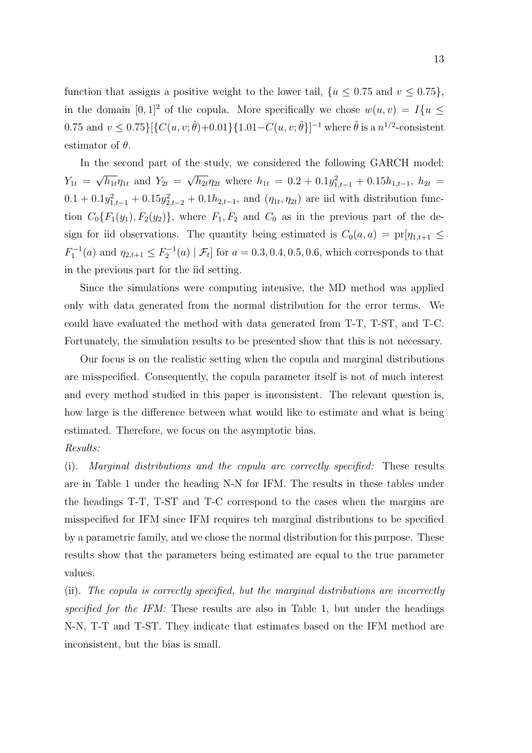function that assigns a positive weight to the lower tail, $\{u \leq 0.75 \text{ and } v \leq 0.75\}$, in the domain $[0,1]^2$ of the copula. More specifically we chose $w(u,v) = I\{u \leq 0.75 \text{ and } v \leq 0.75\}[\{C(u,v;\tilde{\theta})+0.01\}\{1.01-C(u,v;\tilde{\theta}\}]^{-1}$ where $\tilde{\theta}$ is a $n^{1/2}$-consistent estimator of $\theta$.

In the second part of the study, we considered the following GARCH model: $Y_{1t} = \sqrt{h_{1t}}\eta_{1t}$ and $Y_{2t} = \sqrt{h_{2t}}\eta_{2t}$ where $h_{1t} = 0.2 + 0.1y_{1,t-1}^2 + 0.15h_{1,t-1}$, $h_{2t} = 0.1 + 0.1y_{1,t-1}^2 + 0.15y_{2,t-2}^2 + 0.1h_{2,t-1}$, and $(\eta_{1t}, \eta_{2t})$ are iid with distribution function $C_0\{F_1(y_1), F_2(y_2)\}$, where $F_1, F_2$ and $C_0$ as in the previous part of the design for iid observations. The quantity being estimated is $C_0(a,a) = \text{pr}[\eta_{1,t+1} \leq F_1^{-1}(a) \text{ and } \eta_{2,t+1} \leq F_2^{-1}(a) \mid \mathcal{F}_t]$ for $a = 0.3, 0.4, 0.5, 0.6$, which corresponds to that in the previous part for the iid setting.

Since the simulations were computing intensive, the MD method was applied only with data generated from the normal distribution for the error terms. We could have evaluated the method with data generated from T-T, T-ST, and T-C. Fortunately, the simulation results to be presented show that this is not necessary.

Our focus is on the realistic setting when the copula and marginal distributions are misspecified. Consequently, the copula parameter itself is not of much interest and every method studied in this paper is inconsistent. The relevant question is, how large is the difference between what would like to estimate and what is being estimated. Therefore, we focus on the asymptotic bias.

*Results:*

(i). *Marginal distributions and the copula are correctly specified:* These results are in Table 1 under the heading N-N for IFM. The results in these tables under the headings T-T, T-ST and T-C correspond to the cases when the margins are misspecified for IFM since IFM requires teh marginal distributions to be specified by a parametric family, and we chose the normal distribution for this purpose. These results show that the parameters being estimated are equal to the true parameter values.

(ii). *The copula is correctly specified, but the marginal distributions are incorrectly specified for the IFM:* These results are also in Table 1, but under the headings N-N, T-T and T-ST. They indicate that estimates based on the IFM method are inconsistent, but the bias is small.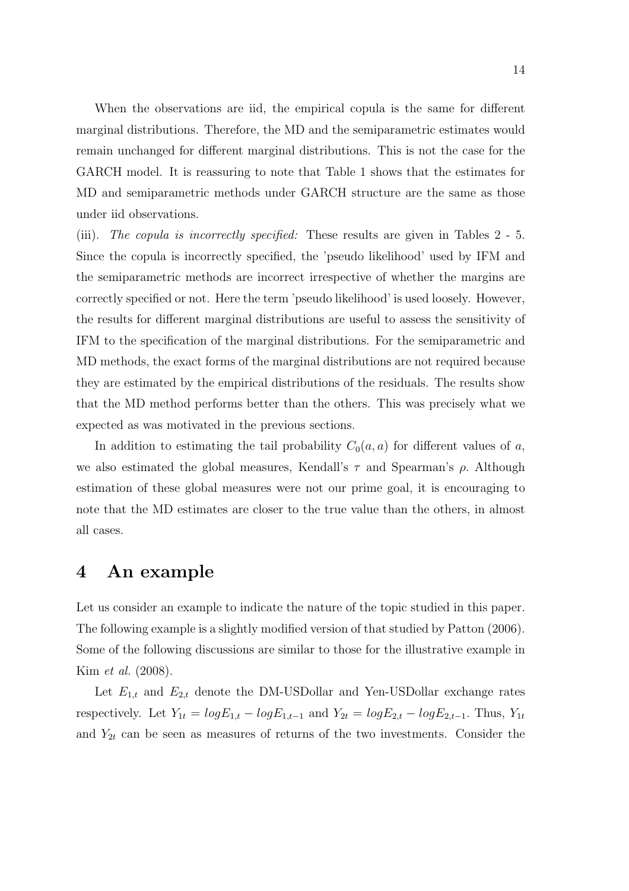When the observations are iid, the empirical copula is the same for different marginal distributions. Therefore, the MD and the semiparametric estimates would remain unchanged for different marginal distributions. This is not the case for the GARCH model. It is reassuring to note that Table 1 shows that the estimates for MD and semiparametric methods under GARCH structure are the same as those under iid observations.

(iii). *The copula is incorrectly specified:* These results are given in Tables 2 - 5. Since the copula is incorrectly specified, the 'pseudo likelihood' used by IFM and the semiparametric methods are incorrect irrespective of whether the margins are correctly specified or not. Here the term 'pseudo likelihood' is used loosely. However, the results for different marginal distributions are useful to assess the sensitivity of IFM to the specification of the marginal distributions. For the semiparametric and MD methods, the exact forms of the marginal distributions are not required because they are estimated by the empirical distributions of the residuals. The results show that the MD method performs better than the others. This was precisely what we expected as was motivated in the previous sections.

In addition to estimating the tail probability $C_0(a, a)$ for different values of $a$, we also estimated the global measures, Kendall's $\tau$ and Spearman's $\rho$. Although estimation of these global measures were not our prime goal, it is encouraging to note that the MD estimates are closer to the true value than the others, in almost all cases.

# 4 An example

Let us consider an example to indicate the nature of the topic studied in this paper. The following example is a slightly modified version of that studied by Patton (2006). Some of the following discussions are similar to those for the illustrative example in Kim *et al.* (2008).

Let $E_{1,t}$ and $E_{2,t}$ denote the DM-USDollar and Yen-USDollar exchange rates respectively. Let $Y_{1t} = logE_{1,t} - logE_{1,t-1}$ and $Y_{2t} = logE_{2,t} - logE_{2,t-1}$. Thus, $Y_{1t}$ and $Y_{2t}$ can be seen as measures of returns of the two investments. Consider the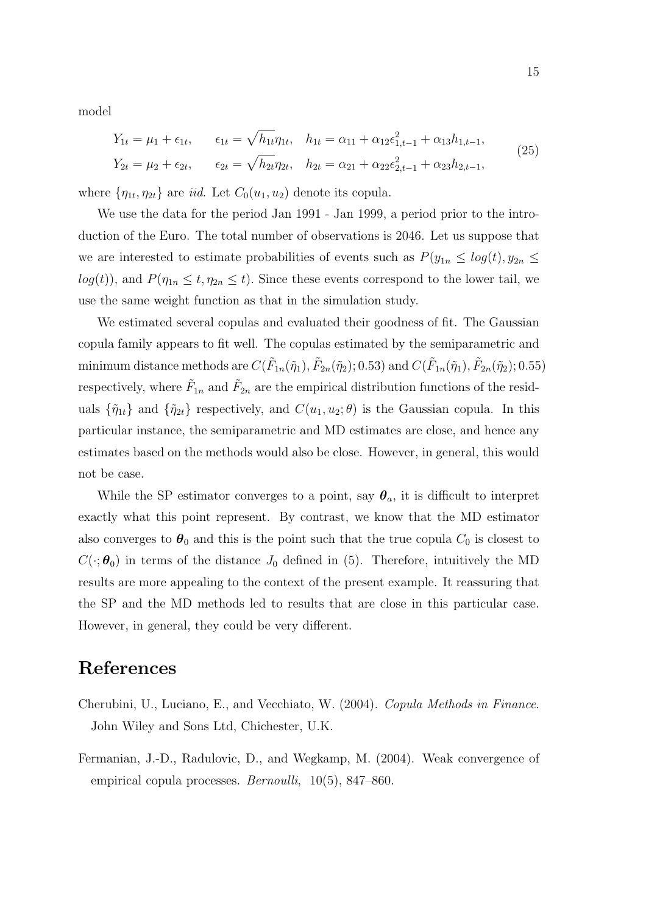model

$$
\begin{aligned}
Y_{1t} &= \mu_1 + \epsilon_{1t}, \qquad \epsilon_{1t} = \sqrt{h_{1t}}\eta_{1t}, \quad h_{1t} = \alpha_{11} + \alpha_{12}\epsilon_{1,t-1}^2 + \alpha_{13}h_{1,t-1}, \\
Y_{2t} &= \mu_2 + \epsilon_{2t}, \qquad \epsilon_{2t} = \sqrt{h_{2t}}\eta_{2t}, \quad h_{2t} = \alpha_{21} + \alpha_{22}\epsilon_{2,t-1}^2 + \alpha_{23}h_{2,t-1},
\end{aligned}
\tag{25}
$$

where $\{\eta_{1t}, \eta_{2t}\}$ are *iid*. Let $C_0(u_1, u_2)$ denote its copula.

We use the data for the period Jan 1991 - Jan 1999, a period prior to the introduction of the Euro. The total number of observations is 2046. Let us suppose that we are interested to estimate probabilities of events such as $P(y_{1n} \leq log(t), y_{2n} \leq log(t))$, and $P(\eta_{1n} \leq t, \eta_{2n} \leq t)$. Since these events correspond to the lower tail, we use the same weight function as that in the simulation study.

We estimated several copulas and evaluated their goodness of fit. The Gaussian copula family appears to fit well. The copulas estimated by the semiparametric and minimum distance methods are $C(\tilde{F}_{1n}(\tilde{\eta}_1), \tilde{F}_{2n}(\tilde{\eta}_2); 0.53)$ and $C(\tilde{F}_{1n}(\tilde{\eta}_1), \tilde{F}_{2n}(\tilde{\eta}_2); 0.55)$ respectively, where $\tilde{F}_{1n}$ and $\tilde{F}_{2n}$ are the empirical distribution functions of the residuals $\{\tilde{\eta}_{1t}\}$ and $\{\tilde{\eta}_{2t}\}$ respectively, and $C(u_1, u_2; \theta)$ is the Gaussian copula. In this particular instance, the semiparametric and MD estimates are close, and hence any estimates based on the methods would also be close. However, in general, this would not be case.

While the SP estimator converges to a point, say $\boldsymbol{\theta}_a$, it is difficult to interpret exactly what this point represent. By contrast, we know that the MD estimator also converges to $\boldsymbol{\theta}_0$ and this is the point such that the true copula $C_0$ is closest to $C(\cdot; \boldsymbol{\theta}_0)$ in terms of the distance $J_0$ defined in (5). Therefore, intuitively the MD results are more appealing to the context of the present example. It reassuring that the SP and the MD methods led to results that are close in this particular case. However, in general, they could be very different.

# References

Cherubini, U., Luciano, E., and Vecchiato, W. (2004). *Copula Methods in Finance*. John Wiley and Sons Ltd, Chichester, U.K.

Fermanian, J.-D., Radulovic, D., and Wegkamp, M. (2004). Weak convergence of empirical copula processes. *Bernoulli*, 10(5), 847–860.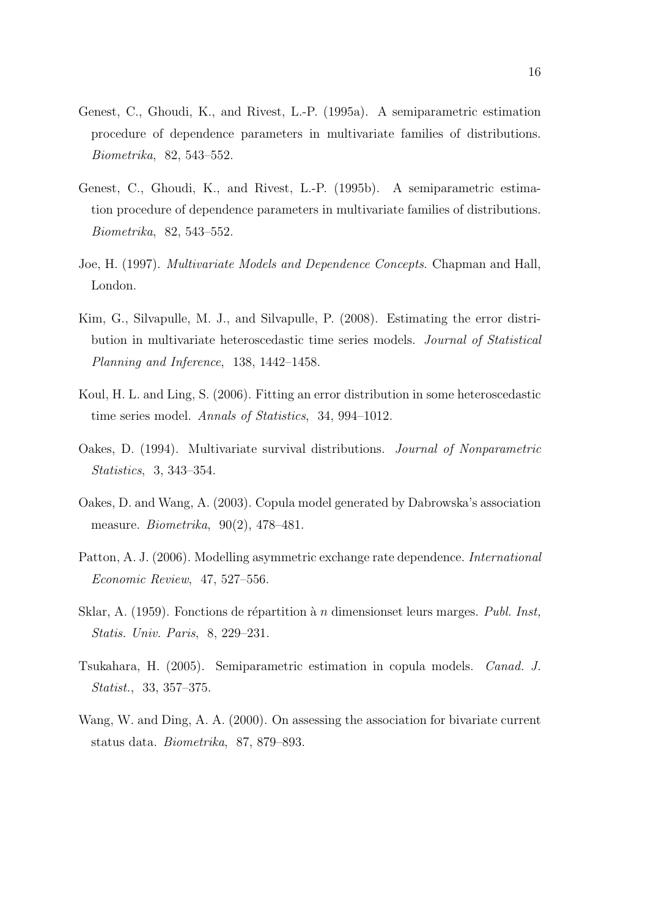Genest, C., Ghoudi, K., and Rivest, L.-P. (1995a). A semiparametric estimation procedure of dependence parameters in multivariate families of distributions. *Biometrika*, 82, 543–552.

Genest, C., Ghoudi, K., and Rivest, L.-P. (1995b). A semiparametric estimation procedure of dependence parameters in multivariate families of distributions. *Biometrika*, 82, 543–552.

Joe, H. (1997). *Multivariate Models and Dependence Concepts*. Chapman and Hall, London.

Kim, G., Silvapulle, M. J., and Silvapulle, P. (2008). Estimating the error distribution in multivariate heteroscedastic time series models. *Journal of Statistical Planning and Inference*, 138, 1442–1458.

Koul, H. L. and Ling, S. (2006). Fitting an error distribution in some heteroscedastic time series model. *Annals of Statistics*, 34, 994–1012.

Oakes, D. (1994). Multivariate survival distributions. *Journal of Nonparametric Statistics*, 3, 343–354.

Oakes, D. and Wang, A. (2003). Copula model generated by Dabrowska's association measure. *Biometrika*, 90(2), 478–481.

Patton, A. J. (2006). Modelling asymmetric exchange rate dependence. *International Economic Review*, 47, 527–556.

Sklar, A. (1959). Fonctions de répartition à $n$ dimensionset leurs marges. *Publ. Inst, Statis. Univ. Paris*, 8, 229–231.

Tsukahara, H. (2005). Semiparametric estimation in copula models. *Canad. J. Statist.*, 33, 357–375.

Wang, W. and Ding, A. A. (2000). On assessing the association for bivariate current status data. *Biometrika*, 87, 879–893.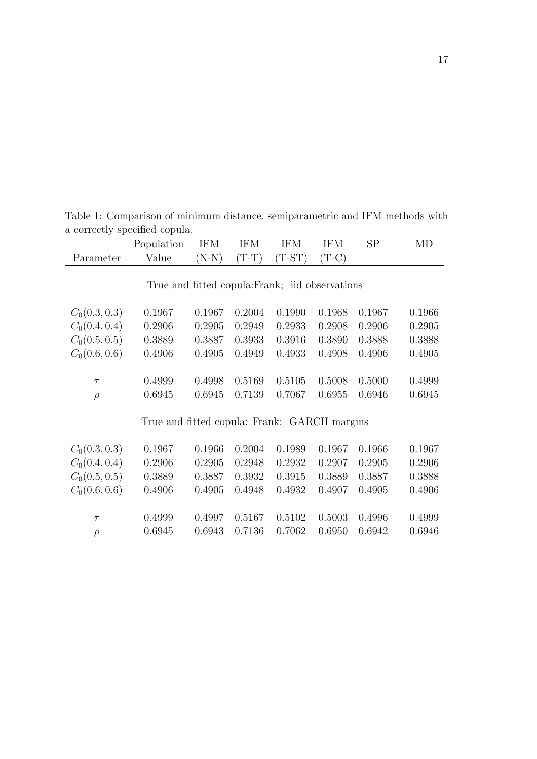Table 1: Comparison of minimum distance, semiparametric and IFM methods with a correctly specified copula.

| Parameter | Population Value | IFM (N-N) | IFM (T-T) | IFM (T-ST) | IFM (T-C) | SP | MD |
|---|---|---|---|---|---|---|---|
| | | True and fitted copula:Frank; iid observations | | | | | |
| $C_0(0.3, 0.3)$ | 0.1967 | 0.1967 | 0.2004 | 0.1990 | 0.1968 | 0.1967 | 0.1966 |
| $C_0(0.4, 0.4)$ | 0.2906 | 0.2905 | 0.2949 | 0.2933 | 0.2908 | 0.2906 | 0.2905 |
| $C_0(0.5, 0.5)$ | 0.3889 | 0.3887 | 0.3933 | 0.3916 | 0.3890 | 0.3888 | 0.3888 |
| $C_0(0.6, 0.6)$ | 0.4906 | 0.4905 | 0.4949 | 0.4933 | 0.4908 | 0.4906 | 0.4905 |
| $\tau$ | 0.4999 | 0.4998 | 0.5169 | 0.5105 | 0.5008 | 0.5000 | 0.4999 |
| $\rho$ | 0.6945 | 0.6945 | 0.7139 | 0.7067 | 0.6955 | 0.6946 | 0.6945 |
| | | True and fitted copula: Frank; GARCH margins | | | | | |
| $C_0(0.3, 0.3)$ | 0.1967 | 0.1966 | 0.2004 | 0.1989 | 0.1967 | 0.1966 | 0.1967 |
| $C_0(0.4, 0.4)$ | 0.2906 | 0.2905 | 0.2948 | 0.2932 | 0.2907 | 0.2905 | 0.2906 |
| $C_0(0.5, 0.5)$ | 0.3889 | 0.3887 | 0.3932 | 0.3915 | 0.3889 | 0.3887 | 0.3888 |
| $C_0(0.6, 0.6)$ | 0.4906 | 0.4905 | 0.4948 | 0.4932 | 0.4907 | 0.4905 | 0.4906 |
| $\tau$ | 0.4999 | 0.4997 | 0.5167 | 0.5102 | 0.5003 | 0.4996 | 0.4999 |
| $\rho$ | 0.6945 | 0.6943 | 0.7136 | 0.7062 | 0.6950 | 0.6942 | 0.6946 |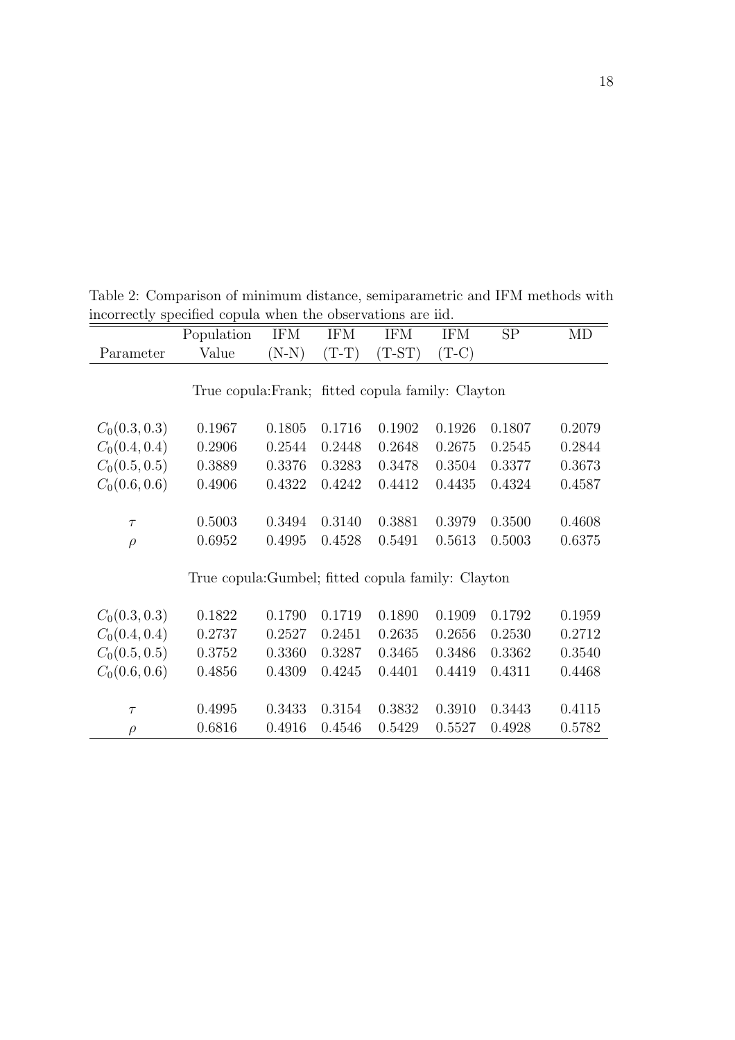Table 2: Comparison of minimum distance, semiparametric and IFM methods with incorrectly specified copula when the observations are iid.

| Parameter | Population Value | IFM (N-N) | IFM (T-T) | IFM (T-ST) | IFM (T-C) | SP | MD |
|---|---|---|---|---|---|---|---|
| | True copula:Frank; fitted copula family: Clayton | | | | | | |
| $C_0(0.3, 0.3)$ | 0.1967 | 0.1805 | 0.1716 | 0.1902 | 0.1926 | 0.1807 | 0.2079 |
| $C_0(0.4, 0.4)$ | 0.2906 | 0.2544 | 0.2448 | 0.2648 | 0.2675 | 0.2545 | 0.2844 |
| $C_0(0.5, 0.5)$ | 0.3889 | 0.3376 | 0.3283 | 0.3478 | 0.3504 | 0.3377 | 0.3673 |
| $C_0(0.6, 0.6)$ | 0.4906 | 0.4322 | 0.4242 | 0.4412 | 0.4435 | 0.4324 | 0.4587 |
| $\tau$ | 0.5003 | 0.3494 | 0.3140 | 0.3881 | 0.3979 | 0.3500 | 0.4608 |
| $\rho$ | 0.6952 | 0.4995 | 0.4528 | 0.5491 | 0.5613 | 0.5003 | 0.6375 |
| | True copula:Gumbel; fitted copula family: Clayton | | | | | | |
| $C_0(0.3, 0.3)$ | 0.1822 | 0.1790 | 0.1719 | 0.1890 | 0.1909 | 0.1792 | 0.1959 |
| $C_0(0.4, 0.4)$ | 0.2737 | 0.2527 | 0.2451 | 0.2635 | 0.2656 | 0.2530 | 0.2712 |
| $C_0(0.5, 0.5)$ | 0.3752 | 0.3360 | 0.3287 | 0.3465 | 0.3486 | 0.3362 | 0.3540 |
| $C_0(0.6, 0.6)$ | 0.4856 | 0.4309 | 0.4245 | 0.4401 | 0.4419 | 0.4311 | 0.4468 |
| $\tau$ | 0.4995 | 0.3433 | 0.3154 | 0.3832 | 0.3910 | 0.3443 | 0.4115 |
| $\rho$ | 0.6816 | 0.4916 | 0.4546 | 0.5429 | 0.5527 | 0.4928 | 0.5782 |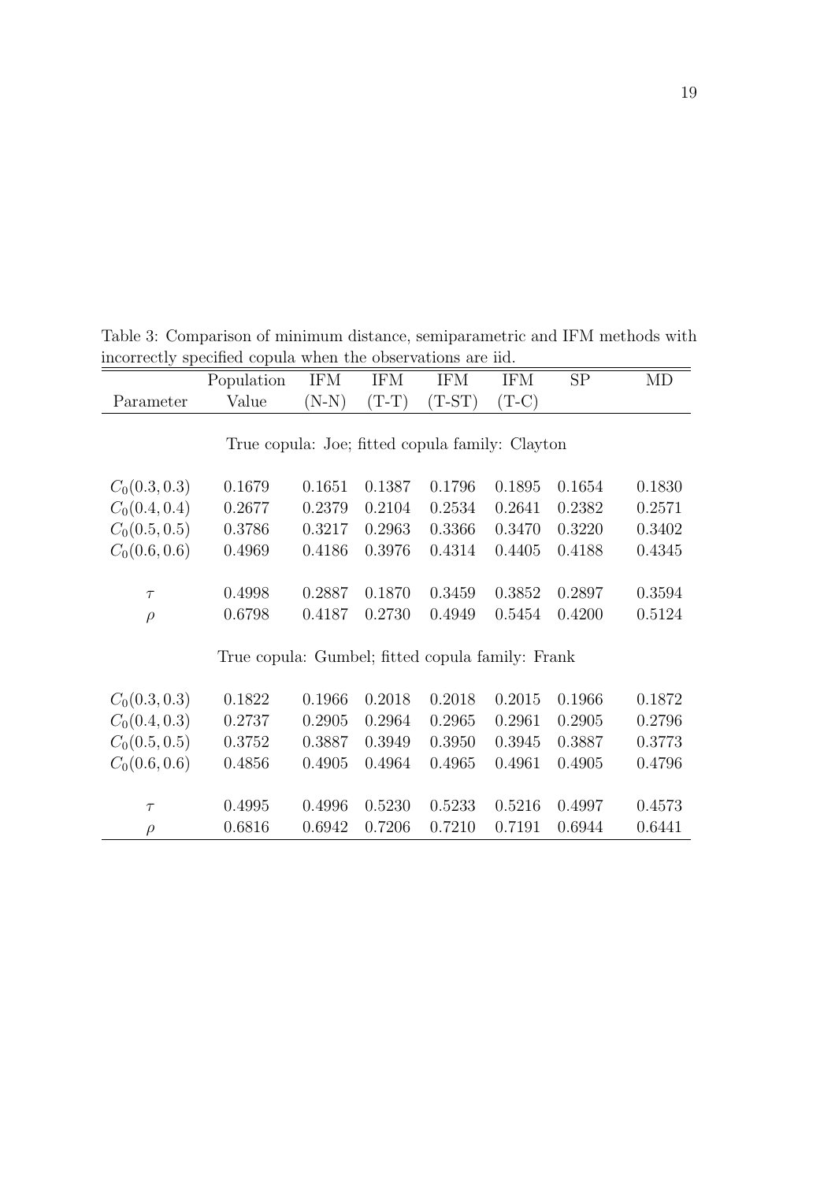Table 3: Comparison of minimum distance, semiparametric and IFM methods with incorrectly specified copula when the observations are iid.

| Parameter | Population Value | IFM (N-N) | IFM (T-T) | IFM (T-ST) | IFM (T-C) | SP | MD |
|---|---|---|---|---|---|---|---|
| True copula: Joe; fitted copula family: Clayton | | | | | | | |
| $C_0(0.3, 0.3)$ | 0.1679 | 0.1651 | 0.1387 | 0.1796 | 0.1895 | 0.1654 | 0.1830 |
| $C_0(0.4, 0.4)$ | 0.2677 | 0.2379 | 0.2104 | 0.2534 | 0.2641 | 0.2382 | 0.2571 |
| $C_0(0.5, 0.5)$ | 0.3786 | 0.3217 | 0.2963 | 0.3366 | 0.3470 | 0.3220 | 0.3402 |
| $C_0(0.6, 0.6)$ | 0.4969 | 0.4186 | 0.3976 | 0.4314 | 0.4405 | 0.4188 | 0.4345 |
| $\tau$ | 0.4998 | 0.2887 | 0.1870 | 0.3459 | 0.3852 | 0.2897 | 0.3594 |
| $\rho$ | 0.6798 | 0.4187 | 0.2730 | 0.4949 | 0.5454 | 0.4200 | 0.5124 |
| True copula: Gumbel; fitted copula family: Frank | | | | | | | |
| $C_0(0.3, 0.3)$ | 0.1822 | 0.1966 | 0.2018 | 0.2018 | 0.2015 | 0.1966 | 0.1872 |
| $C_0(0.4, 0.3)$ | 0.2737 | 0.2905 | 0.2964 | 0.2965 | 0.2961 | 0.2905 | 0.2796 |
| $C_0(0.5, 0.5)$ | 0.3752 | 0.3887 | 0.3949 | 0.3950 | 0.3945 | 0.3887 | 0.3773 |
| $C_0(0.6, 0.6)$ | 0.4856 | 0.4905 | 0.4964 | 0.4965 | 0.4961 | 0.4905 | 0.4796 |
| $\tau$ | 0.4995 | 0.4996 | 0.5230 | 0.5233 | 0.5216 | 0.4997 | 0.4573 |
| $\rho$ | 0.6816 | 0.6942 | 0.7206 | 0.7210 | 0.7191 | 0.6944 | 0.6441 |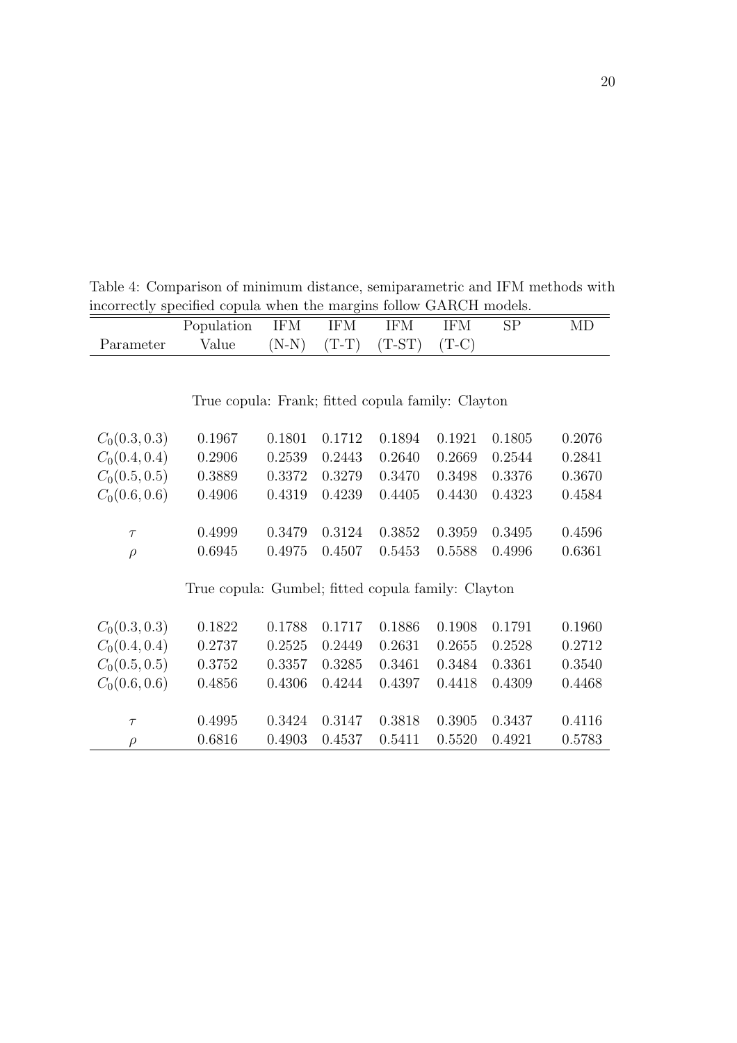Table 4: Comparison of minimum distance, semiparametric and IFM methods with incorrectly specified copula when the margins follow GARCH models.

| Parameter | Population Value | IFM (N-N) | IFM (T-T) | IFM (T-ST) | IFM (T-C) | SP | MD |
|---|---|---|---|---|---|---|---|
| | | | True copula: Frank; fitted copula family: Clayton | | | | |
| $C_0(0.3, 0.3)$ | 0.1967 | 0.1801 | 0.1712 | 0.1894 | 0.1921 | 0.1805 | 0.2076 |
| $C_0(0.4, 0.4)$ | 0.2906 | 0.2539 | 0.2443 | 0.2640 | 0.2669 | 0.2544 | 0.2841 |
| $C_0(0.5, 0.5)$ | 0.3889 | 0.3372 | 0.3279 | 0.3470 | 0.3498 | 0.3376 | 0.3670 |
| $C_0(0.6, 0.6)$ | 0.4906 | 0.4319 | 0.4239 | 0.4405 | 0.4430 | 0.4323 | 0.4584 |
| $\tau$ | 0.4999 | 0.3479 | 0.3124 | 0.3852 | 0.3959 | 0.3495 | 0.4596 |
| $\rho$ | 0.6945 | 0.4975 | 0.4507 | 0.5453 | 0.5588 | 0.4996 | 0.6361 |
| | | | True copula: Gumbel; fitted copula family: Clayton | | | | |
| $C_0(0.3, 0.3)$ | 0.1822 | 0.1788 | 0.1717 | 0.1886 | 0.1908 | 0.1791 | 0.1960 |
| $C_0(0.4, 0.4)$ | 0.2737 | 0.2525 | 0.2449 | 0.2631 | 0.2655 | 0.2528 | 0.2712 |
| $C_0(0.5, 0.5)$ | 0.3752 | 0.3357 | 0.3285 | 0.3461 | 0.3484 | 0.3361 | 0.3540 |
| $C_0(0.6, 0.6)$ | 0.4856 | 0.4306 | 0.4244 | 0.4397 | 0.4418 | 0.4309 | 0.4468 |
| $\tau$ | 0.4995 | 0.3424 | 0.3147 | 0.3818 | 0.3905 | 0.3437 | 0.4116 |
| $\rho$ | 0.6816 | 0.4903 | 0.4537 | 0.5411 | 0.5520 | 0.4921 | 0.5783 |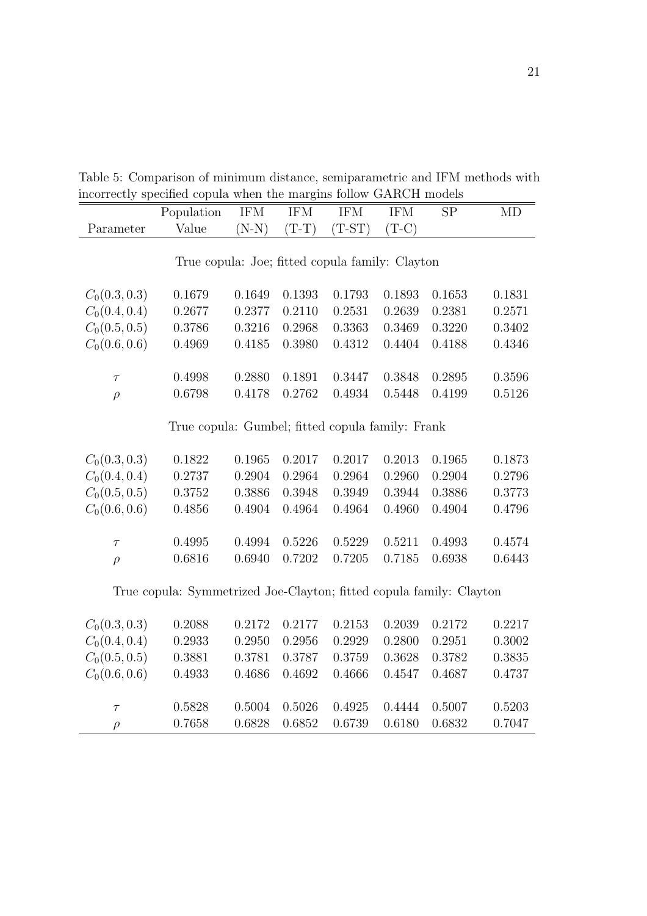Table 5: Comparison of minimum distance, semiparametric and IFM methods with incorrectly specified copula when the margins follow GARCH models

| Parameter | Population Value | IFM (N-N) | IFM (T-T) | IFM (T-ST) | IFM (T-C) | SP | MD |
|---|---|---|---|---|---|---|---|
| | True copula: Joe; fitted copula family: Clayton | | | | | | |
| $C_0(0.3, 0.3)$ | 0.1679 | 0.1649 | 0.1393 | 0.1793 | 0.1893 | 0.1653 | 0.1831 |
| $C_0(0.4, 0.4)$ | 0.2677 | 0.2377 | 0.2110 | 0.2531 | 0.2639 | 0.2381 | 0.2571 |
| $C_0(0.5, 0.5)$ | 0.3786 | 0.3216 | 0.2968 | 0.3363 | 0.3469 | 0.3220 | 0.3402 |
| $C_0(0.6, 0.6)$ | 0.4969 | 0.4185 | 0.3980 | 0.4312 | 0.4404 | 0.4188 | 0.4346 |
| $\tau$ | 0.4998 | 0.2880 | 0.1891 | 0.3447 | 0.3848 | 0.2895 | 0.3596 |
| $\rho$ | 0.6798 | 0.4178 | 0.2762 | 0.4934 | 0.5448 | 0.4199 | 0.5126 |
| | True copula: Gumbel; fitted copula family: Frank | | | | | | |
| $C_0(0.3, 0.3)$ | 0.1822 | 0.1965 | 0.2017 | 0.2017 | 0.2013 | 0.1965 | 0.1873 |
| $C_0(0.4, 0.4)$ | 0.2737 | 0.2904 | 0.2964 | 0.2964 | 0.2960 | 0.2904 | 0.2796 |
| $C_0(0.5, 0.5)$ | 0.3752 | 0.3886 | 0.3948 | 0.3949 | 0.3944 | 0.3886 | 0.3773 |
| $C_0(0.6, 0.6)$ | 0.4856 | 0.4904 | 0.4964 | 0.4964 | 0.4960 | 0.4904 | 0.4796 |
| $\tau$ | 0.4995 | 0.4994 | 0.5226 | 0.5229 | 0.5211 | 0.4993 | 0.4574 |
| $\rho$ | 0.6816 | 0.6940 | 0.7202 | 0.7205 | 0.7185 | 0.6938 | 0.6443 |
| | True copula: Symmetrized Joe-Clayton; fitted copula family: Clayton | | | | | | |
| $C_0(0.3, 0.3)$ | 0.2088 | 0.2172 | 0.2177 | 0.2153 | 0.2039 | 0.2172 | 0.2217 |
| $C_0(0.4, 0.4)$ | 0.2933 | 0.2950 | 0.2956 | 0.2929 | 0.2800 | 0.2951 | 0.3002 |
| $C_0(0.5, 0.5)$ | 0.3881 | 0.3781 | 0.3787 | 0.3759 | 0.3628 | 0.3782 | 0.3835 |
| $C_0(0.6, 0.6)$ | 0.4933 | 0.4686 | 0.4692 | 0.4666 | 0.4547 | 0.4687 | 0.4737 |
| $\tau$ | 0.5828 | 0.5004 | 0.5026 | 0.4925 | 0.4444 | 0.5007 | 0.5203 |
| $\rho$ | 0.7658 | 0.6828 | 0.6852 | 0.6739 | 0.6180 | 0.6832 | 0.7047 |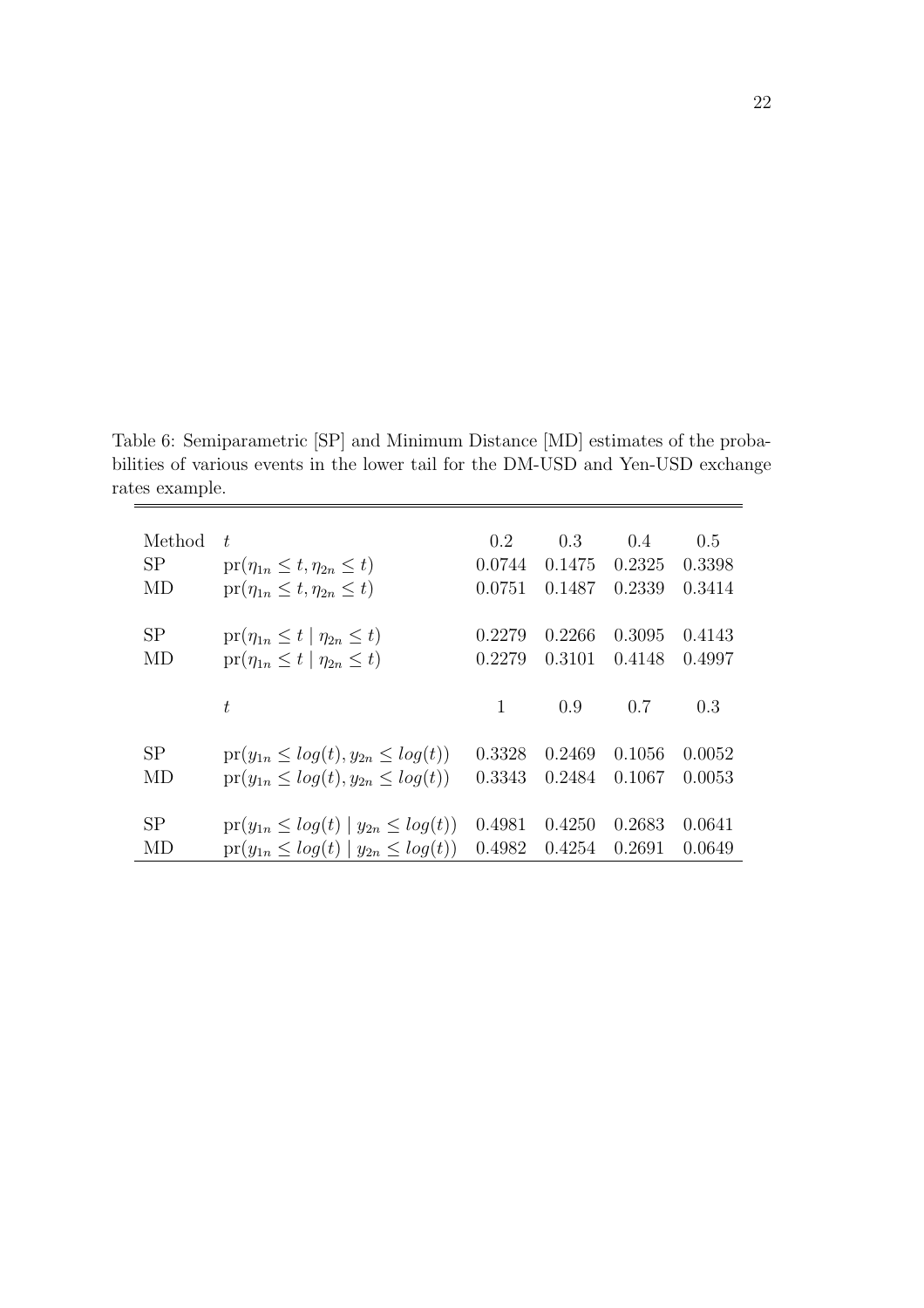Table 6: Semiparametric [SP] and Minimum Distance [MD] estimates of the probabilities of various events in the lower tail for the DM-USD and Yen-USD exchange rates example.

| Method | $t$ | 0.2 | 0.3 | 0.4 | 0.5 |
|---|---|---|---|---|---|
| SP | $\mathrm{pr}(\eta_{1n} \leq t, \eta_{2n} \leq t)$ | 0.0744 | 0.1475 | 0.2325 | 0.3398 |
| MD | $\mathrm{pr}(\eta_{1n} \leq t, \eta_{2n} \leq t)$ | 0.0751 | 0.1487 | 0.2339 | 0.3414 |
| SP | $\mathrm{pr}(\eta_{1n} \leq t \mid \eta_{2n} \leq t)$ | 0.2279 | 0.2266 | 0.3095 | 0.4143 |
| MD | $\mathrm{pr}(\eta_{1n} \leq t \mid \eta_{2n} \leq t)$ | 0.2279 | 0.3101 | 0.4148 | 0.4997 |
| | $t$ | 1 | 0.9 | 0.7 | 0.3 |
| SP | $\mathrm{pr}(y_{1n} \leq log(t), y_{2n} \leq log(t))$ | 0.3328 | 0.2469 | 0.1056 | 0.0052 |
| MD | $\mathrm{pr}(y_{1n} \leq log(t), y_{2n} \leq log(t))$ | 0.3343 | 0.2484 | 0.1067 | 0.0053 |
| SP | $\mathrm{pr}(y_{1n} \leq log(t) \mid y_{2n} \leq log(t))$ | 0.4981 | 0.4250 | 0.2683 | 0.0641 |
| MD | $\mathrm{pr}(y_{1n} \leq log(t) \mid y_{2n} \leq log(t))$ | 0.4982 | 0.4254 | 0.2691 | 0.0649 |